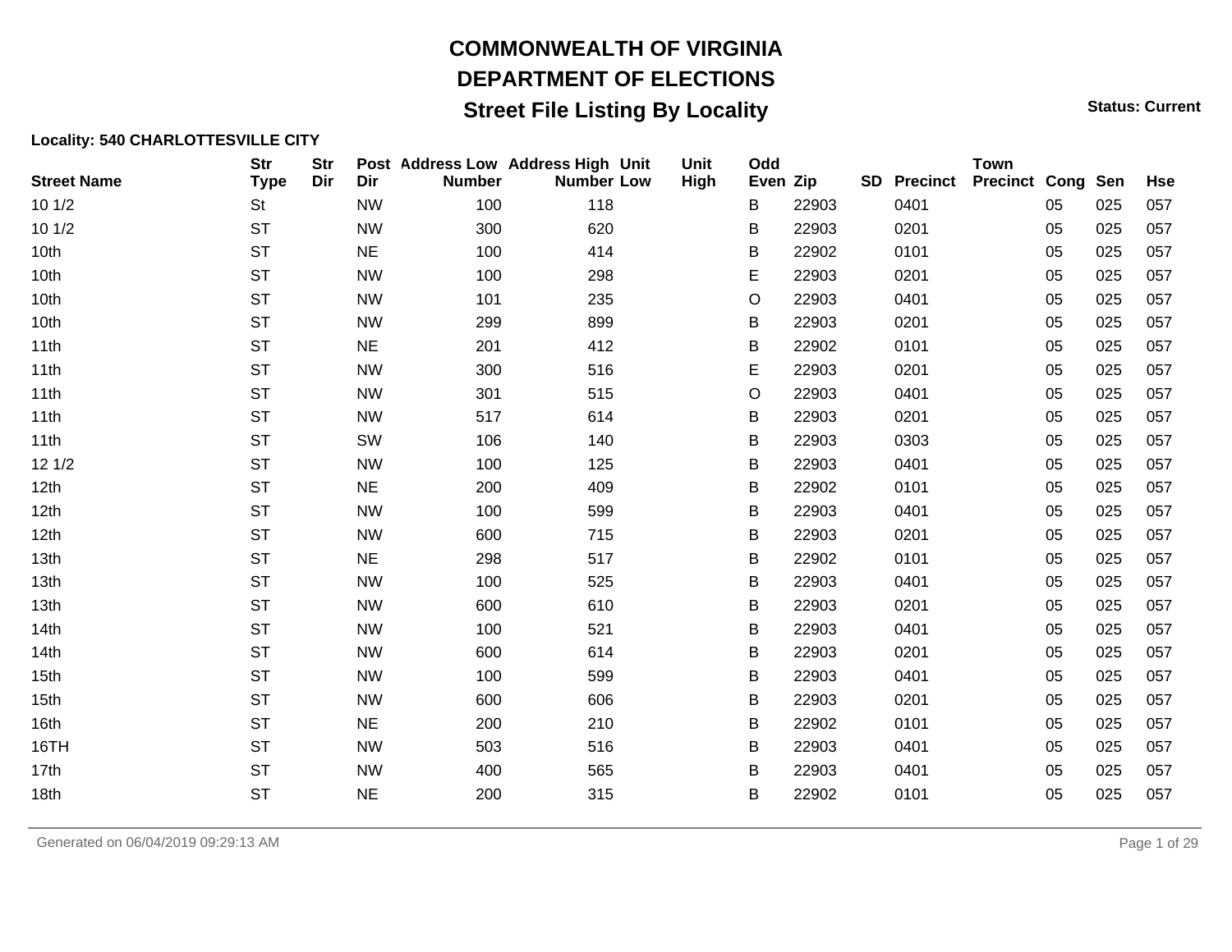# COMMONWEALTH OF VIRGINIA

## DEPARTMENT OF ELECTIONS

### Street File Listing By Locality

**Status: Current**

**Locality: 540 CHARLOTTESVILLE CITY**

| Street Name | Str Type | Str Dir | Post Dir | Address Low Number | Address High Number | Unit Low | Unit High | Odd Even | Zip | SD | Precinct | Town Precinct | Cong | Sen | Hse |
|---|---|---|---|---|---|---|---|---|---|---|---|---|---|---|---|
| 10 1/2 | St | | NW | 100 | 118 | | | B | 22903 | | 0401 | | 05 | 025 | 057 |
| 10 1/2 | ST | | NW | 300 | 620 | | | B | 22903 | | 0201 | | 05 | 025 | 057 |
| 10th | ST | | NE | 100 | 414 | | | B | 22902 | | 0101 | | 05 | 025 | 057 |
| 10th | ST | | NW | 100 | 298 | | | E | 22903 | | 0201 | | 05 | 025 | 057 |
| 10th | ST | | NW | 101 | 235 | | | O | 22903 | | 0401 | | 05 | 025 | 057 |
| 10th | ST | | NW | 299 | 899 | | | B | 22903 | | 0201 | | 05 | 025 | 057 |
| 11th | ST | | NE | 201 | 412 | | | B | 22902 | | 0101 | | 05 | 025 | 057 |
| 11th | ST | | NW | 300 | 516 | | | E | 22903 | | 0201 | | 05 | 025 | 057 |
| 11th | ST | | NW | 301 | 515 | | | O | 22903 | | 0401 | | 05 | 025 | 057 |
| 11th | ST | | NW | 517 | 614 | | | B | 22903 | | 0201 | | 05 | 025 | 057 |
| 11th | ST | | SW | 106 | 140 | | | B | 22903 | | 0303 | | 05 | 025 | 057 |
| 12 1/2 | ST | | NW | 100 | 125 | | | B | 22903 | | 0401 | | 05 | 025 | 057 |
| 12th | ST | | NE | 200 | 409 | | | B | 22902 | | 0101 | | 05 | 025 | 057 |
| 12th | ST | | NW | 100 | 599 | | | B | 22903 | | 0401 | | 05 | 025 | 057 |
| 12th | ST | | NW | 600 | 715 | | | B | 22903 | | 0201 | | 05 | 025 | 057 |
| 13th | ST | | NE | 298 | 517 | | | B | 22902 | | 0101 | | 05 | 025 | 057 |
| 13th | ST | | NW | 100 | 525 | | | B | 22903 | | 0401 | | 05 | 025 | 057 |
| 13th | ST | | NW | 600 | 610 | | | B | 22903 | | 0201 | | 05 | 025 | 057 |
| 14th | ST | | NW | 100 | 521 | | | B | 22903 | | 0401 | | 05 | 025 | 057 |
| 14th | ST | | NW | 600 | 614 | | | B | 22903 | | 0201 | | 05 | 025 | 057 |
| 15th | ST | | NW | 100 | 599 | | | B | 22903 | | 0401 | | 05 | 025 | 057 |
| 15th | ST | | NW | 600 | 606 | | | B | 22903 | | 0201 | | 05 | 025 | 057 |
| 16th | ST | | NE | 200 | 210 | | | B | 22902 | | 0101 | | 05 | 025 | 057 |
| 16TH | ST | | NW | 503 | 516 | | | B | 22903 | | 0401 | | 05 | 025 | 057 |
| 17th | ST | | NW | 400 | 565 | | | B | 22903 | | 0401 | | 05 | 025 | 057 |
| 18th | ST | | NE | 200 | 315 | | | B | 22902 | | 0101 | | 05 | 025 | 057 |

Generated on 06/04/2019 09:29:13 AM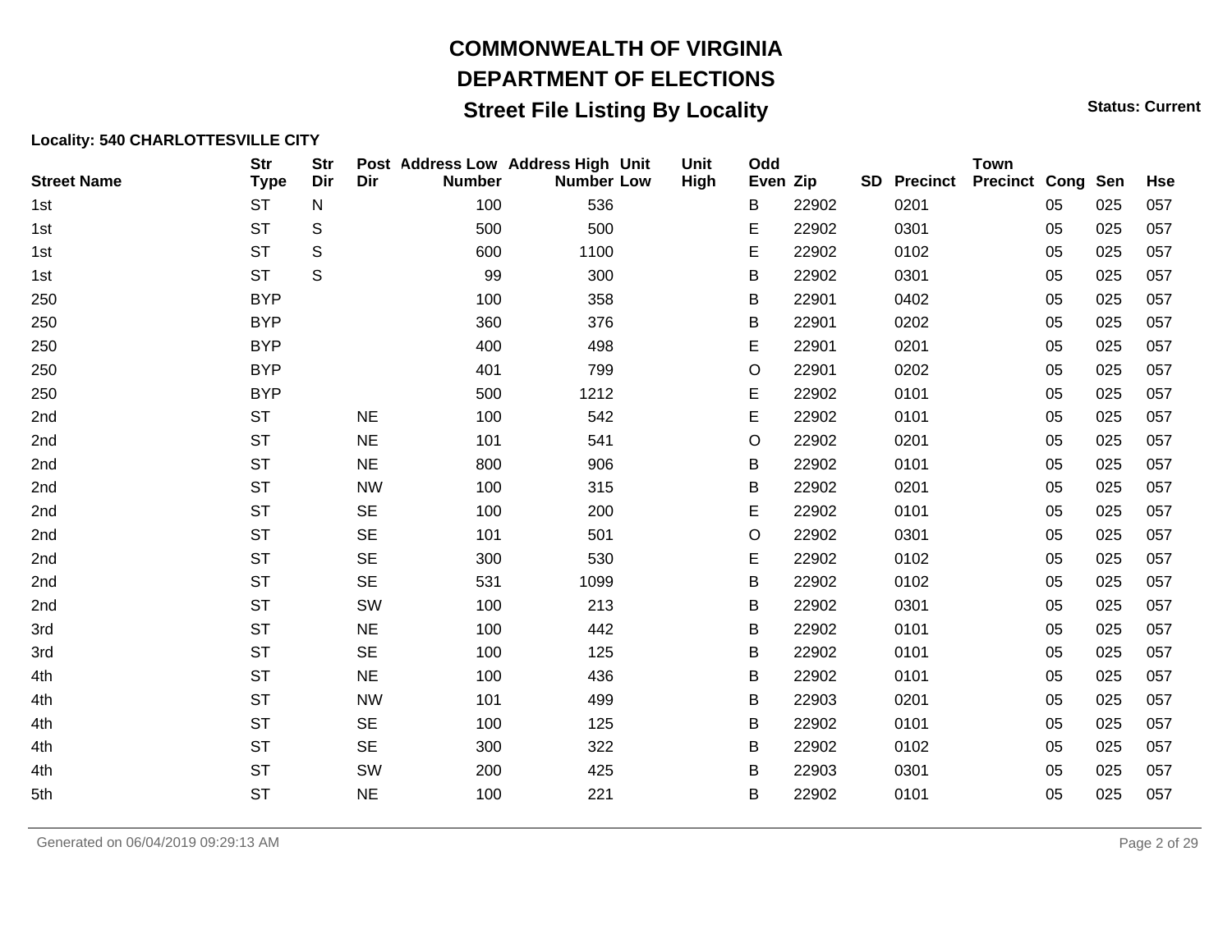# COMMONWEALTH OF VIRGINIA

## DEPARTMENT OF ELECTIONS

### Street File Listing By Locality

**Status: Current**

**Locality: 540 CHARLOTTESVILLE CITY**

| Street Name | Str Type | Str Dir | Post Dir | Address Low Number | Address High Number | Unit Low | Unit High | Odd Even | Zip | SD | Precinct | Town Precinct | Cong | Sen | Hse |
|---|---|---|---|---|---|---|---|---|---|---|---|---|---|---|---|
| 1st | ST | N | | 100 | 536 | | | B | 22902 | | 0201 | | 05 | 025 | 057 |
| 1st | ST | S | | 500 | 500 | | | E | 22902 | | 0301 | | 05 | 025 | 057 |
| 1st | ST | S | | 600 | 1100 | | | E | 22902 | | 0102 | | 05 | 025 | 057 |
| 1st | ST | S | | 99 | 300 | | | B | 22902 | | 0301 | | 05 | 025 | 057 |
| 250 | BYP | | | 100 | 358 | | | B | 22901 | | 0402 | | 05 | 025 | 057 |
| 250 | BYP | | | 360 | 376 | | | B | 22901 | | 0202 | | 05 | 025 | 057 |
| 250 | BYP | | | 400 | 498 | | | E | 22901 | | 0201 | | 05 | 025 | 057 |
| 250 | BYP | | | 401 | 799 | | | O | 22901 | | 0202 | | 05 | 025 | 057 |
| 250 | BYP | | | 500 | 1212 | | | E | 22902 | | 0101 | | 05 | 025 | 057 |
| 2nd | ST | | NE | 100 | 542 | | | E | 22902 | | 0101 | | 05 | 025 | 057 |
| 2nd | ST | | NE | 101 | 541 | | | O | 22902 | | 0201 | | 05 | 025 | 057 |
| 2nd | ST | | NE | 800 | 906 | | | B | 22902 | | 0101 | | 05 | 025 | 057 |
| 2nd | ST | | NW | 100 | 315 | | | B | 22902 | | 0201 | | 05 | 025 | 057 |
| 2nd | ST | | SE | 100 | 200 | | | E | 22902 | | 0101 | | 05 | 025 | 057 |
| 2nd | ST | | SE | 101 | 501 | | | O | 22902 | | 0301 | | 05 | 025 | 057 |
| 2nd | ST | | SE | 300 | 530 | | | E | 22902 | | 0102 | | 05 | 025 | 057 |
| 2nd | ST | | SE | 531 | 1099 | | | B | 22902 | | 0102 | | 05 | 025 | 057 |
| 2nd | ST | | SW | 100 | 213 | | | B | 22902 | | 0301 | | 05 | 025 | 057 |
| 3rd | ST | | NE | 100 | 442 | | | B | 22902 | | 0101 | | 05 | 025 | 057 |
| 3rd | ST | | SE | 100 | 125 | | | B | 22902 | | 0101 | | 05 | 025 | 057 |
| 4th | ST | | NE | 100 | 436 | | | B | 22902 | | 0101 | | 05 | 025 | 057 |
| 4th | ST | | NW | 101 | 499 | | | B | 22903 | | 0201 | | 05 | 025 | 057 |
| 4th | ST | | SE | 100 | 125 | | | B | 22902 | | 0101 | | 05 | 025 | 057 |
| 4th | ST | | SE | 300 | 322 | | | B | 22902 | | 0102 | | 05 | 025 | 057 |
| 4th | ST | | SW | 200 | 425 | | | B | 22903 | | 0301 | | 05 | 025 | 057 |
| 5th | ST | | NE | 100 | 221 | | | B | 22902 | | 0101 | | 05 | 025 | 057 |

Generated on 06/04/2019 09:29:13 AM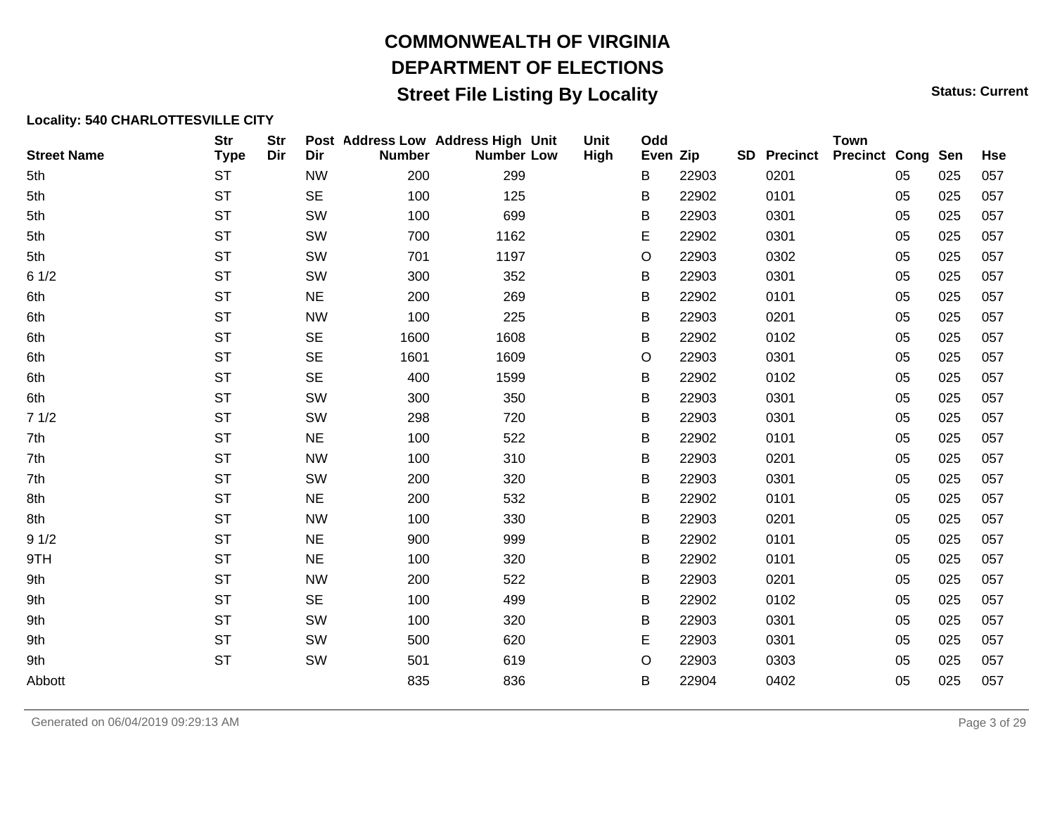# COMMONWEALTH OF VIRGINIA

## DEPARTMENT OF ELECTIONS

## Street File Listing By Locality

**Status: Current**

**Locality: 540 CHARLOTTESVILLE CITY**

| Street Name | Str Type | Str Dir | Post Dir | Address Low Number | Address High Number | Unit Low | Unit High | Odd Even | Zip | SD | Precinct | Town Precinct | Cong | Sen | Hse |
|---|---|---|---|---|---|---|---|---|---|---|---|---|---|---|---|
| 5th | ST | | NW | 200 | 299 | | | B | 22903 | | 0201 | | 05 | 025 | 057 |
| 5th | ST | | SE | 100 | 125 | | | B | 22902 | | 0101 | | 05 | 025 | 057 |
| 5th | ST | | SW | 100 | 699 | | | B | 22903 | | 0301 | | 05 | 025 | 057 |
| 5th | ST | | SW | 700 | 1162 | | | E | 22902 | | 0301 | | 05 | 025 | 057 |
| 5th | ST | | SW | 701 | 1197 | | | O | 22903 | | 0302 | | 05 | 025 | 057 |
| 6 1/2 | ST | | SW | 300 | 352 | | | B | 22903 | | 0301 | | 05 | 025 | 057 |
| 6th | ST | | NE | 200 | 269 | | | B | 22902 | | 0101 | | 05 | 025 | 057 |
| 6th | ST | | NW | 100 | 225 | | | B | 22903 | | 0201 | | 05 | 025 | 057 |
| 6th | ST | | SE | 1600 | 1608 | | | B | 22902 | | 0102 | | 05 | 025 | 057 |
| 6th | ST | | SE | 1601 | 1609 | | | O | 22903 | | 0301 | | 05 | 025 | 057 |
| 6th | ST | | SE | 400 | 1599 | | | B | 22902 | | 0102 | | 05 | 025 | 057 |
| 6th | ST | | SW | 300 | 350 | | | B | 22903 | | 0301 | | 05 | 025 | 057 |
| 7 1/2 | ST | | SW | 298 | 720 | | | B | 22903 | | 0301 | | 05 | 025 | 057 |
| 7th | ST | | NE | 100 | 522 | | | B | 22902 | | 0101 | | 05 | 025 | 057 |
| 7th | ST | | NW | 100 | 310 | | | B | 22903 | | 0201 | | 05 | 025 | 057 |
| 7th | ST | | SW | 200 | 320 | | | B | 22903 | | 0301 | | 05 | 025 | 057 |
| 8th | ST | | NE | 200 | 532 | | | B | 22902 | | 0101 | | 05 | 025 | 057 |
| 8th | ST | | NW | 100 | 330 | | | B | 22903 | | 0201 | | 05 | 025 | 057 |
| 9 1/2 | ST | | NE | 900 | 999 | | | B | 22902 | | 0101 | | 05 | 025 | 057 |
| 9TH | ST | | NE | 100 | 320 | | | B | 22902 | | 0101 | | 05 | 025 | 057 |
| 9th | ST | | NW | 200 | 522 | | | B | 22903 | | 0201 | | 05 | 025 | 057 |
| 9th | ST | | SE | 100 | 499 | | | B | 22902 | | 0102 | | 05 | 025 | 057 |
| 9th | ST | | SW | 100 | 320 | | | B | 22903 | | 0301 | | 05 | 025 | 057 |
| 9th | ST | | SW | 500 | 620 | | | E | 22903 | | 0301 | | 05 | 025 | 057 |
| 9th | ST | | SW | 501 | 619 | | | O | 22903 | | 0303 | | 05 | 025 | 057 |
| Abbott | | | | 835 | 836 | | | B | 22904 | | 0402 | | 05 | 025 | 057 |

Generated on 06/04/2019 09:29:13 AM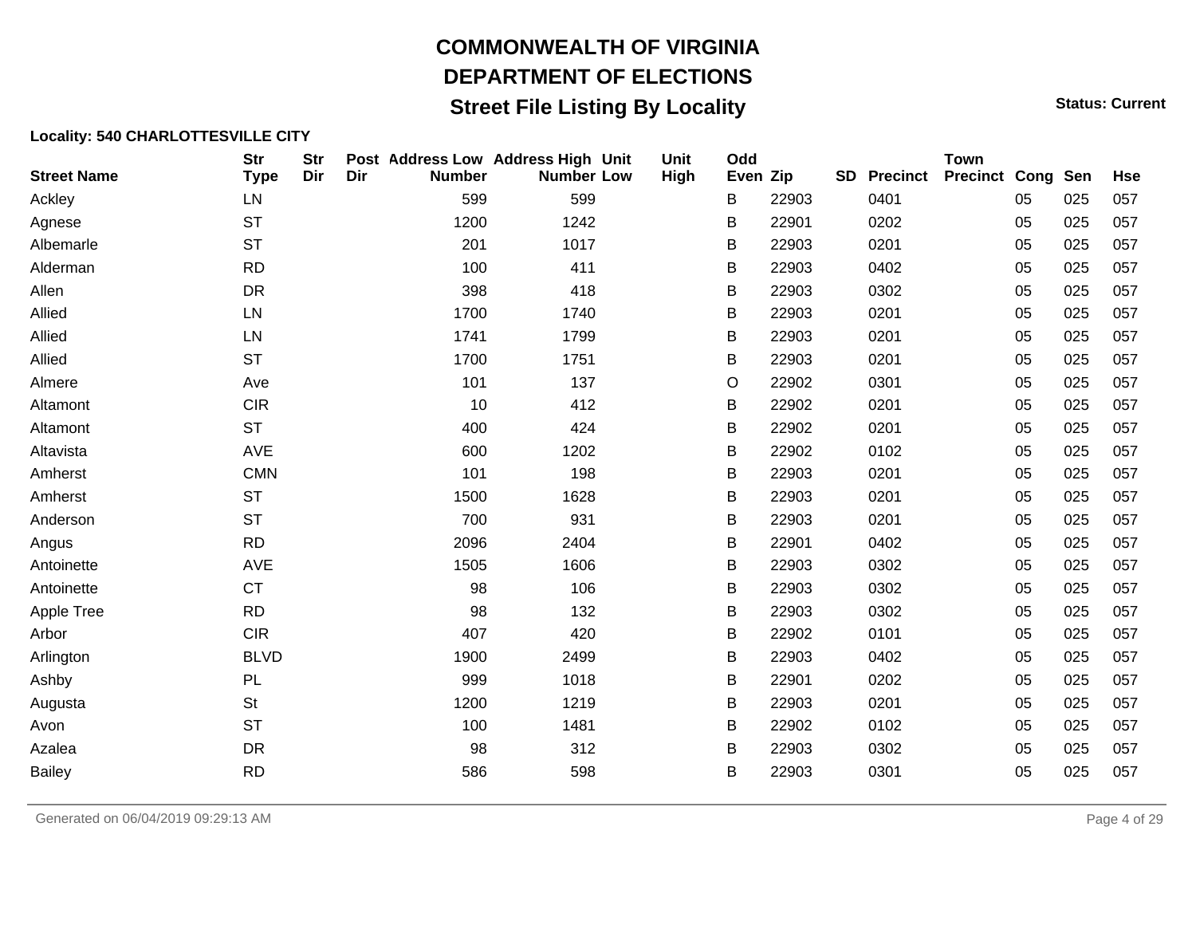# COMMONWEALTH OF VIRGINIA

## DEPARTMENT OF ELECTIONS

## Street File Listing By Locality

**Status: Current**

**Locality: 540 CHARLOTTESVILLE CITY**

| Street Name | Str Type | Str Dir | Post Dir | Address Low Number | Address High Number | Unit Low | Unit High | Odd Even | Zip | SD | Precinct | Town Precinct | Cong | Sen | Hse |
|---|---|---|---|---|---|---|---|---|---|---|---|---|---|---|---|
| Ackley | LN | | | 599 | 599 | | | B | 22903 | | 0401 | | 05 | 025 | 057 |
| Agnese | ST | | | 1200 | 1242 | | | B | 22901 | | 0202 | | 05 | 025 | 057 |
| Albemarle | ST | | | 201 | 1017 | | | B | 22903 | | 0201 | | 05 | 025 | 057 |
| Alderman | RD | | | 100 | 411 | | | B | 22903 | | 0402 | | 05 | 025 | 057 |
| Allen | DR | | | 398 | 418 | | | B | 22903 | | 0302 | | 05 | 025 | 057 |
| Allied | LN | | | 1700 | 1740 | | | B | 22903 | | 0201 | | 05 | 025 | 057 |
| Allied | LN | | | 1741 | 1799 | | | B | 22903 | | 0201 | | 05 | 025 | 057 |
| Allied | ST | | | 1700 | 1751 | | | B | 22903 | | 0201 | | 05 | 025 | 057 |
| Almere | Ave | | | 101 | 137 | | | O | 22902 | | 0301 | | 05 | 025 | 057 |
| Altamont | CIR | | | 10 | 412 | | | B | 22902 | | 0201 | | 05 | 025 | 057 |
| Altamont | ST | | | 400 | 424 | | | B | 22902 | | 0201 | | 05 | 025 | 057 |
| Altavista | AVE | | | 600 | 1202 | | | B | 22902 | | 0102 | | 05 | 025 | 057 |
| Amherst | CMN | | | 101 | 198 | | | B | 22903 | | 0201 | | 05 | 025 | 057 |
| Amherst | ST | | | 1500 | 1628 | | | B | 22903 | | 0201 | | 05 | 025 | 057 |
| Anderson | ST | | | 700 | 931 | | | B | 22903 | | 0201 | | 05 | 025 | 057 |
| Angus | RD | | | 2096 | 2404 | | | B | 22901 | | 0402 | | 05 | 025 | 057 |
| Antoinette | AVE | | | 1505 | 1606 | | | B | 22903 | | 0302 | | 05 | 025 | 057 |
| Antoinette | CT | | | 98 | 106 | | | B | 22903 | | 0302 | | 05 | 025 | 057 |
| Apple Tree | RD | | | 98 | 132 | | | B | 22903 | | 0302 | | 05 | 025 | 057 |
| Arbor | CIR | | | 407 | 420 | | | B | 22902 | | 0101 | | 05 | 025 | 057 |
| Arlington | BLVD | | | 1900 | 2499 | | | B | 22903 | | 0402 | | 05 | 025 | 057 |
| Ashby | PL | | | 999 | 1018 | | | B | 22901 | | 0202 | | 05 | 025 | 057 |
| Augusta | St | | | 1200 | 1219 | | | B | 22903 | | 0201 | | 05 | 025 | 057 |
| Avon | ST | | | 100 | 1481 | | | B | 22902 | | 0102 | | 05 | 025 | 057 |
| Azalea | DR | | | 98 | 312 | | | B | 22903 | | 0302 | | 05 | 025 | 057 |
| Bailey | RD | | | 586 | 598 | | | B | 22903 | | 0301 | | 05 | 025 | 057 |

Generated on 06/04/2019 09:29:13 AM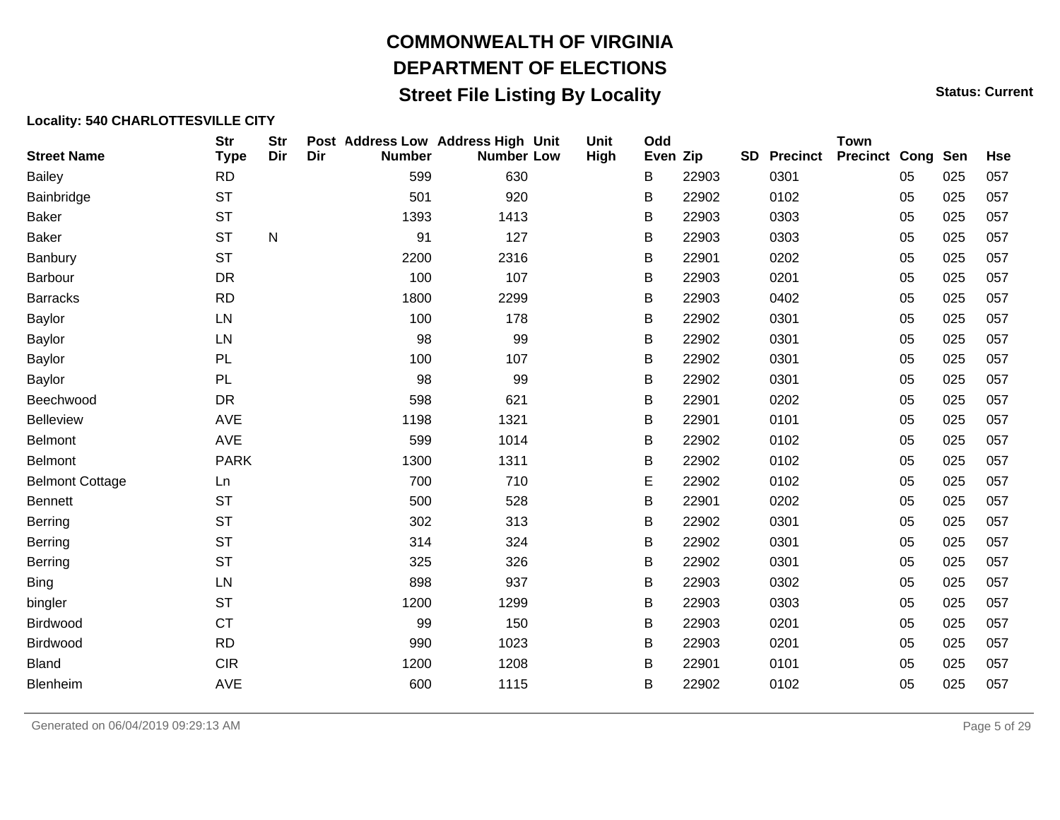# COMMONWEALTH OF VIRGINIA

## DEPARTMENT OF ELECTIONS

## Street File Listing By Locality

**Status: Current**

**Locality: 540 CHARLOTTESVILLE CITY**

| Street Name | Str Type | Str Dir | Post Dir | Address Low Number | Address High Number | Unit Low | Unit High | Odd Even | Zip | SD | Precinct | Town Precinct | Cong | Sen | Hse |
|---|---|---|---|---|---|---|---|---|---|---|---|---|---|---|---|
| Bailey | RD | | | 599 | 630 | | | B | 22903 | | 0301 | | 05 | 025 | 057 |
| Bainbridge | ST | | | 501 | 920 | | | B | 22902 | | 0102 | | 05 | 025 | 057 |
| Baker | ST | | | 1393 | 1413 | | | B | 22903 | | 0303 | | 05 | 025 | 057 |
| Baker | ST | N | | 91 | 127 | | | B | 22903 | | 0303 | | 05 | 025 | 057 |
| Banbury | ST | | | 2200 | 2316 | | | B | 22901 | | 0202 | | 05 | 025 | 057 |
| Barbour | DR | | | 100 | 107 | | | B | 22903 | | 0201 | | 05 | 025 | 057 |
| Barracks | RD | | | 1800 | 2299 | | | B | 22903 | | 0402 | | 05 | 025 | 057 |
| Baylor | LN | | | 100 | 178 | | | B | 22902 | | 0301 | | 05 | 025 | 057 |
| Baylor | LN | | | 98 | 99 | | | B | 22902 | | 0301 | | 05 | 025 | 057 |
| Baylor | PL | | | 100 | 107 | | | B | 22902 | | 0301 | | 05 | 025 | 057 |
| Baylor | PL | | | 98 | 99 | | | B | 22902 | | 0301 | | 05 | 025 | 057 |
| Beechwood | DR | | | 598 | 621 | | | B | 22901 | | 0202 | | 05 | 025 | 057 |
| Belleview | AVE | | | 1198 | 1321 | | | B | 22901 | | 0101 | | 05 | 025 | 057 |
| Belmont | AVE | | | 599 | 1014 | | | B | 22902 | | 0102 | | 05 | 025 | 057 |
| Belmont | PARK | | | 1300 | 1311 | | | B | 22902 | | 0102 | | 05 | 025 | 057 |
| Belmont Cottage | Ln | | | 700 | 710 | | | E | 22902 | | 0102 | | 05 | 025 | 057 |
| Bennett | ST | | | 500 | 528 | | | B | 22901 | | 0202 | | 05 | 025 | 057 |
| Berring | ST | | | 302 | 313 | | | B | 22902 | | 0301 | | 05 | 025 | 057 |
| Berring | ST | | | 314 | 324 | | | B | 22902 | | 0301 | | 05 | 025 | 057 |
| Berring | ST | | | 325 | 326 | | | B | 22902 | | 0301 | | 05 | 025 | 057 |
| Bing | LN | | | 898 | 937 | | | B | 22903 | | 0302 | | 05 | 025 | 057 |
| bingler | ST | | | 1200 | 1299 | | | B | 22903 | | 0303 | | 05 | 025 | 057 |
| Birdwood | CT | | | 99 | 150 | | | B | 22903 | | 0201 | | 05 | 025 | 057 |
| Birdwood | RD | | | 990 | 1023 | | | B | 22903 | | 0201 | | 05 | 025 | 057 |
| Bland | CIR | | | 1200 | 1208 | | | B | 22901 | | 0101 | | 05 | 025 | 057 |
| Blenheim | AVE | | | 600 | 1115 | | | B | 22902 | | 0102 | | 05 | 025 | 057 |

Generated on 06/04/2019 09:29:13 AM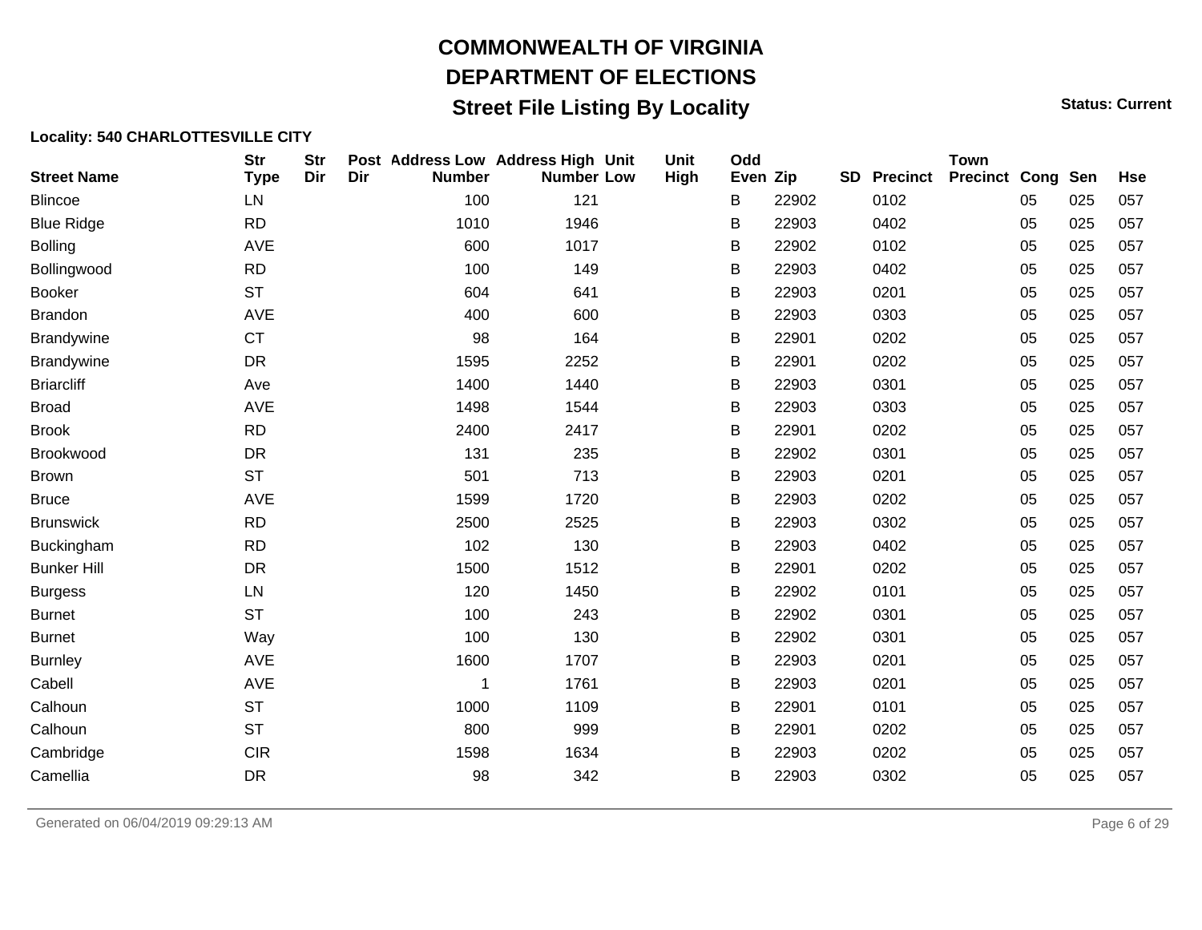# COMMONWEALTH OF VIRGINIA

## DEPARTMENT OF ELECTIONS

### Street File Listing By Locality

**Status: Current**

**Locality: 540 CHARLOTTESVILLE CITY**

| Street Name | Str Type | Str Dir | Post Dir | Address Low Number | Address High Number | Unit Low | Unit High | Odd Even | Zip | SD | Precinct | Town Precinct | Cong | Sen | Hse |
|---|---|---|---|---|---|---|---|---|---|---|---|---|---|---|---|
| Blincoe | LN | | | 100 | 121 | | | B | 22902 | | 0102 | | 05 | 025 | 057 |
| Blue Ridge | RD | | | 1010 | 1946 | | | B | 22903 | | 0402 | | 05 | 025 | 057 |
| Bolling | AVE | | | 600 | 1017 | | | B | 22902 | | 0102 | | 05 | 025 | 057 |
| Bollingwood | RD | | | 100 | 149 | | | B | 22903 | | 0402 | | 05 | 025 | 057 |
| Booker | ST | | | 604 | 641 | | | B | 22903 | | 0201 | | 05 | 025 | 057 |
| Brandon | AVE | | | 400 | 600 | | | B | 22903 | | 0303 | | 05 | 025 | 057 |
| Brandywine | CT | | | 98 | 164 | | | B | 22901 | | 0202 | | 05 | 025 | 057 |
| Brandywine | DR | | | 1595 | 2252 | | | B | 22901 | | 0202 | | 05 | 025 | 057 |
| Briarcliff | Ave | | | 1400 | 1440 | | | B | 22903 | | 0301 | | 05 | 025 | 057 |
| Broad | AVE | | | 1498 | 1544 | | | B | 22903 | | 0303 | | 05 | 025 | 057 |
| Brook | RD | | | 2400 | 2417 | | | B | 22901 | | 0202 | | 05 | 025 | 057 |
| Brookwood | DR | | | 131 | 235 | | | B | 22902 | | 0301 | | 05 | 025 | 057 |
| Brown | ST | | | 501 | 713 | | | B | 22903 | | 0201 | | 05 | 025 | 057 |
| Bruce | AVE | | | 1599 | 1720 | | | B | 22903 | | 0202 | | 05 | 025 | 057 |
| Brunswick | RD | | | 2500 | 2525 | | | B | 22903 | | 0302 | | 05 | 025 | 057 |
| Buckingham | RD | | | 102 | 130 | | | B | 22903 | | 0402 | | 05 | 025 | 057 |
| Bunker Hill | DR | | | 1500 | 1512 | | | B | 22901 | | 0202 | | 05 | 025 | 057 |
| Burgess | LN | | | 120 | 1450 | | | B | 22902 | | 0101 | | 05 | 025 | 057 |
| Burnet | ST | | | 100 | 243 | | | B | 22902 | | 0301 | | 05 | 025 | 057 |
| Burnet | Way | | | 100 | 130 | | | B | 22902 | | 0301 | | 05 | 025 | 057 |
| Burnley | AVE | | | 1600 | 1707 | | | B | 22903 | | 0201 | | 05 | 025 | 057 |
| Cabell | AVE | | | 1 | 1761 | | | B | 22903 | | 0201 | | 05 | 025 | 057 |
| Calhoun | ST | | | 1000 | 1109 | | | B | 22901 | | 0101 | | 05 | 025 | 057 |
| Calhoun | ST | | | 800 | 999 | | | B | 22901 | | 0202 | | 05 | 025 | 057 |
| Cambridge | CIR | | | 1598 | 1634 | | | B | 22903 | | 0202 | | 05 | 025 | 057 |
| Camellia | DR | | | 98 | 342 | | | B | 22903 | | 0302 | | 05 | 025 | 057 |

Generated on 06/04/2019 09:29:13 AM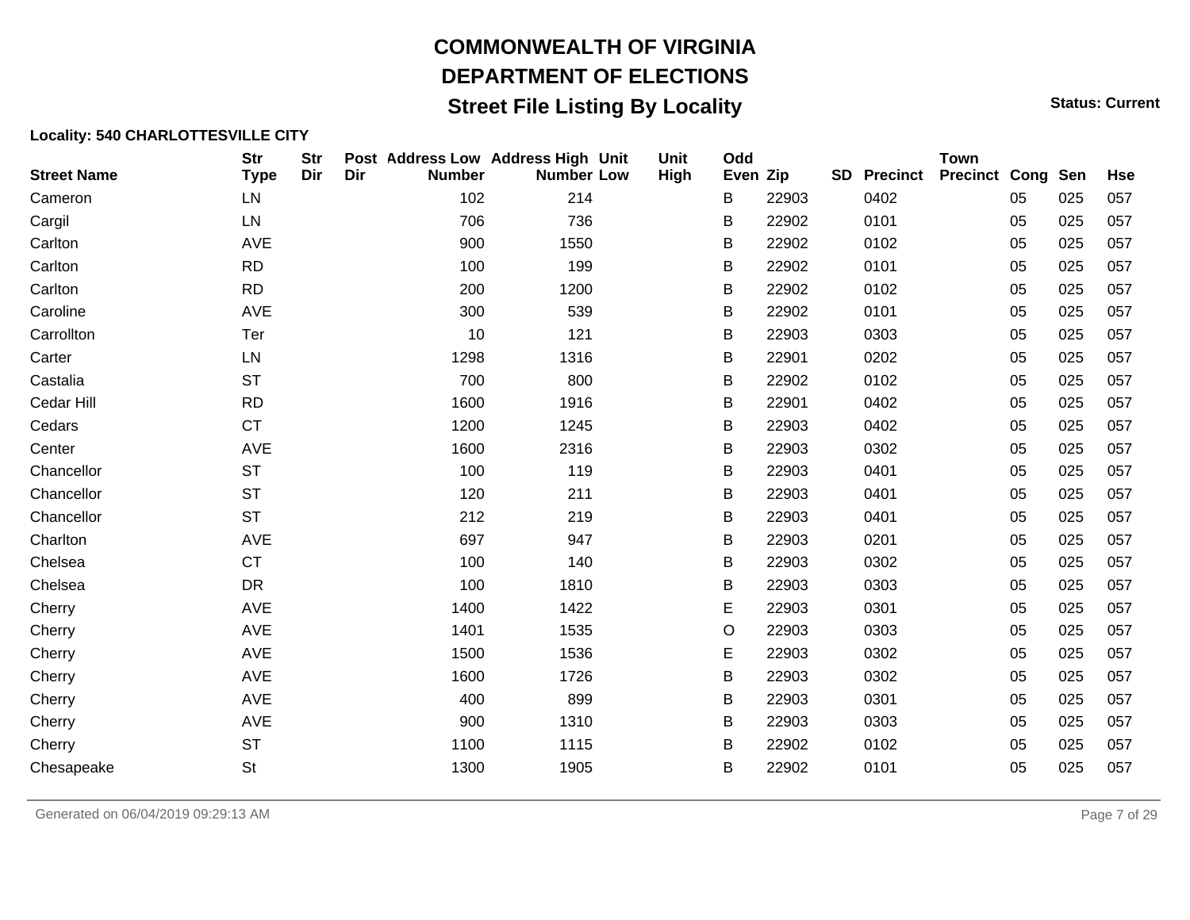# COMMONWEALTH OF VIRGINIA
# DEPARTMENT OF ELECTIONS
## Street File Listing By Locality

**Status: Current**

**Locality: 540 CHARLOTTESVILLE CITY**

| Street Name | Str Type | Str Dir | Post Dir | Address Low Number | Address High Number | Unit Low | Unit High | Odd Even | Zip | SD | Precinct | Town Precinct | Cong | Sen | Hse |
|---|---|---|---|---|---|---|---|---|---|---|---|---|---|---|---|
| Cameron | LN | | | 102 | 214 | | | B | 22903 | | 0402 | | 05 | 025 | 057 |
| Cargil | LN | | | 706 | 736 | | | B | 22902 | | 0101 | | 05 | 025 | 057 |
| Carlton | AVE | | | 900 | 1550 | | | B | 22902 | | 0102 | | 05 | 025 | 057 |
| Carlton | RD | | | 100 | 199 | | | B | 22902 | | 0101 | | 05 | 025 | 057 |
| Carlton | RD | | | 200 | 1200 | | | B | 22902 | | 0102 | | 05 | 025 | 057 |
| Caroline | AVE | | | 300 | 539 | | | B | 22902 | | 0101 | | 05 | 025 | 057 |
| Carrollton | Ter | | | 10 | 121 | | | B | 22903 | | 0303 | | 05 | 025 | 057 |
| Carter | LN | | | 1298 | 1316 | | | B | 22901 | | 0202 | | 05 | 025 | 057 |
| Castalia | ST | | | 700 | 800 | | | B | 22902 | | 0102 | | 05 | 025 | 057 |
| Cedar Hill | RD | | | 1600 | 1916 | | | B | 22901 | | 0402 | | 05 | 025 | 057 |
| Cedars | CT | | | 1200 | 1245 | | | B | 22903 | | 0402 | | 05 | 025 | 057 |
| Center | AVE | | | 1600 | 2316 | | | B | 22903 | | 0302 | | 05 | 025 | 057 |
| Chancellor | ST | | | 100 | 119 | | | B | 22903 | | 0401 | | 05 | 025 | 057 |
| Chancellor | ST | | | 120 | 211 | | | B | 22903 | | 0401 | | 05 | 025 | 057 |
| Chancellor | ST | | | 212 | 219 | | | B | 22903 | | 0401 | | 05 | 025 | 057 |
| Charlton | AVE | | | 697 | 947 | | | B | 22903 | | 0201 | | 05 | 025 | 057 |
| Chelsea | CT | | | 100 | 140 | | | B | 22903 | | 0302 | | 05 | 025 | 057 |
| Chelsea | DR | | | 100 | 1810 | | | B | 22903 | | 0303 | | 05 | 025 | 057 |
| Cherry | AVE | | | 1400 | 1422 | | | E | 22903 | | 0301 | | 05 | 025 | 057 |
| Cherry | AVE | | | 1401 | 1535 | | | O | 22903 | | 0303 | | 05 | 025 | 057 |
| Cherry | AVE | | | 1500 | 1536 | | | E | 22903 | | 0302 | | 05 | 025 | 057 |
| Cherry | AVE | | | 1600 | 1726 | | | B | 22903 | | 0302 | | 05 | 025 | 057 |
| Cherry | AVE | | | 400 | 899 | | | B | 22903 | | 0301 | | 05 | 025 | 057 |
| Cherry | AVE | | | 900 | 1310 | | | B | 22903 | | 0303 | | 05 | 025 | 057 |
| Cherry | ST | | | 1100 | 1115 | | | B | 22902 | | 0102 | | 05 | 025 | 057 |
| Chesapeake | St | | | 1300 | 1905 | | | B | 22902 | | 0101 | | 05 | 025 | 057 |

Generated on 06/04/2019 09:29:13 AM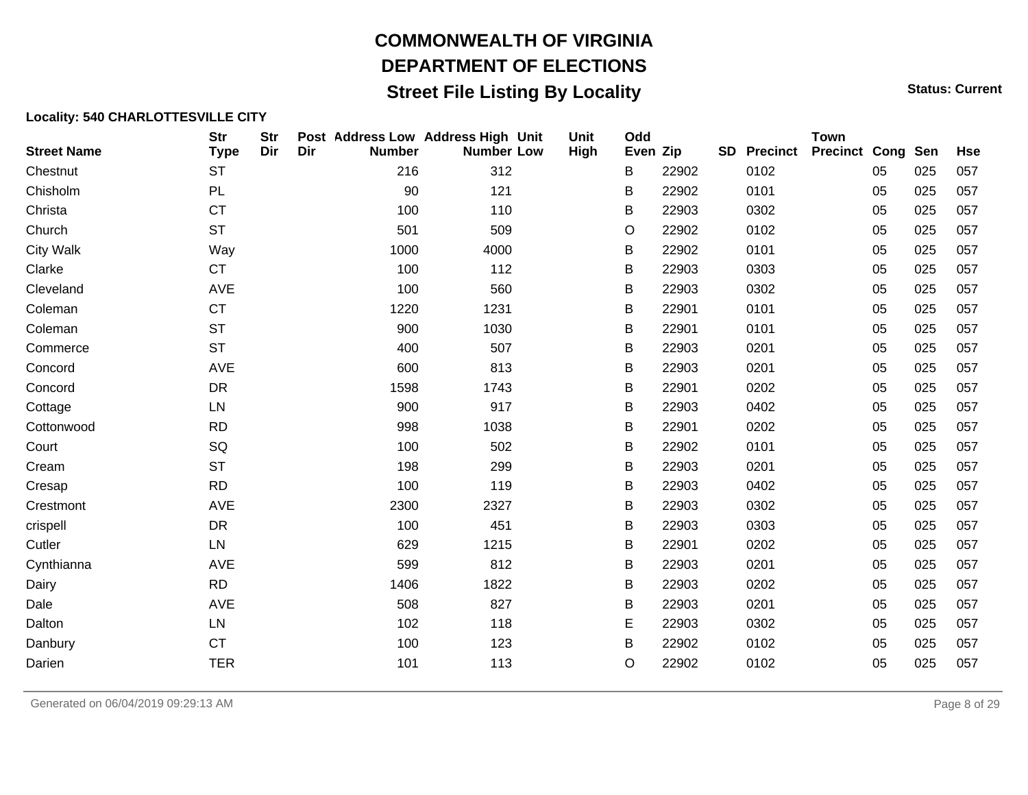# COMMONWEALTH OF VIRGINIA

## DEPARTMENT OF ELECTIONS

## Street File Listing By Locality

**Status: Current**

**Locality: 540 CHARLOTTESVILLE CITY**

| Street Name | Str Type | Str Dir | Post Dir | Address Low Number | Address High Number | Unit Low | Unit High | Odd Even | Zip | SD | Precinct | Town Precinct | Cong | Sen | Hse |
|---|---|---|---|---|---|---|---|---|---|---|---|---|---|---|---|
| Chestnut | ST | | | 216 | 312 | | | B | 22902 | | 0102 | | 05 | 025 | 057 |
| Chisholm | PL | | | 90 | 121 | | | B | 22902 | | 0101 | | 05 | 025 | 057 |
| Christa | CT | | | 100 | 110 | | | B | 22903 | | 0302 | | 05 | 025 | 057 |
| Church | ST | | | 501 | 509 | | | O | 22902 | | 0102 | | 05 | 025 | 057 |
| City Walk | Way | | | 1000 | 4000 | | | B | 22902 | | 0101 | | 05 | 025 | 057 |
| Clarke | CT | | | 100 | 112 | | | B | 22903 | | 0303 | | 05 | 025 | 057 |
| Cleveland | AVE | | | 100 | 560 | | | B | 22903 | | 0302 | | 05 | 025 | 057 |
| Coleman | CT | | | 1220 | 1231 | | | B | 22901 | | 0101 | | 05 | 025 | 057 |
| Coleman | ST | | | 900 | 1030 | | | B | 22901 | | 0101 | | 05 | 025 | 057 |
| Commerce | ST | | | 400 | 507 | | | B | 22903 | | 0201 | | 05 | 025 | 057 |
| Concord | AVE | | | 600 | 813 | | | B | 22903 | | 0201 | | 05 | 025 | 057 |
| Concord | DR | | | 1598 | 1743 | | | B | 22901 | | 0202 | | 05 | 025 | 057 |
| Cottage | LN | | | 900 | 917 | | | B | 22903 | | 0402 | | 05 | 025 | 057 |
| Cottonwood | RD | | | 998 | 1038 | | | B | 22901 | | 0202 | | 05 | 025 | 057 |
| Court | SQ | | | 100 | 502 | | | B | 22902 | | 0101 | | 05 | 025 | 057 |
| Cream | ST | | | 198 | 299 | | | B | 22903 | | 0201 | | 05 | 025 | 057 |
| Cresap | RD | | | 100 | 119 | | | B | 22903 | | 0402 | | 05 | 025 | 057 |
| Crestmont | AVE | | | 2300 | 2327 | | | B | 22903 | | 0302 | | 05 | 025 | 057 |
| crispell | DR | | | 100 | 451 | | | B | 22903 | | 0303 | | 05 | 025 | 057 |
| Cutler | LN | | | 629 | 1215 | | | B | 22901 | | 0202 | | 05 | 025 | 057 |
| Cynthianna | AVE | | | 599 | 812 | | | B | 22903 | | 0201 | | 05 | 025 | 057 |
| Dairy | RD | | | 1406 | 1822 | | | B | 22903 | | 0202 | | 05 | 025 | 057 |
| Dale | AVE | | | 508 | 827 | | | B | 22903 | | 0201 | | 05 | 025 | 057 |
| Dalton | LN | | | 102 | 118 | | | E | 22903 | | 0302 | | 05 | 025 | 057 |
| Danbury | CT | | | 100 | 123 | | | B | 22902 | | 0102 | | 05 | 025 | 057 |
| Darien | TER | | | 101 | 113 | | | O | 22902 | | 0102 | | 05 | 025 | 057 |

Generated on 06/04/2019 09:29:13 AM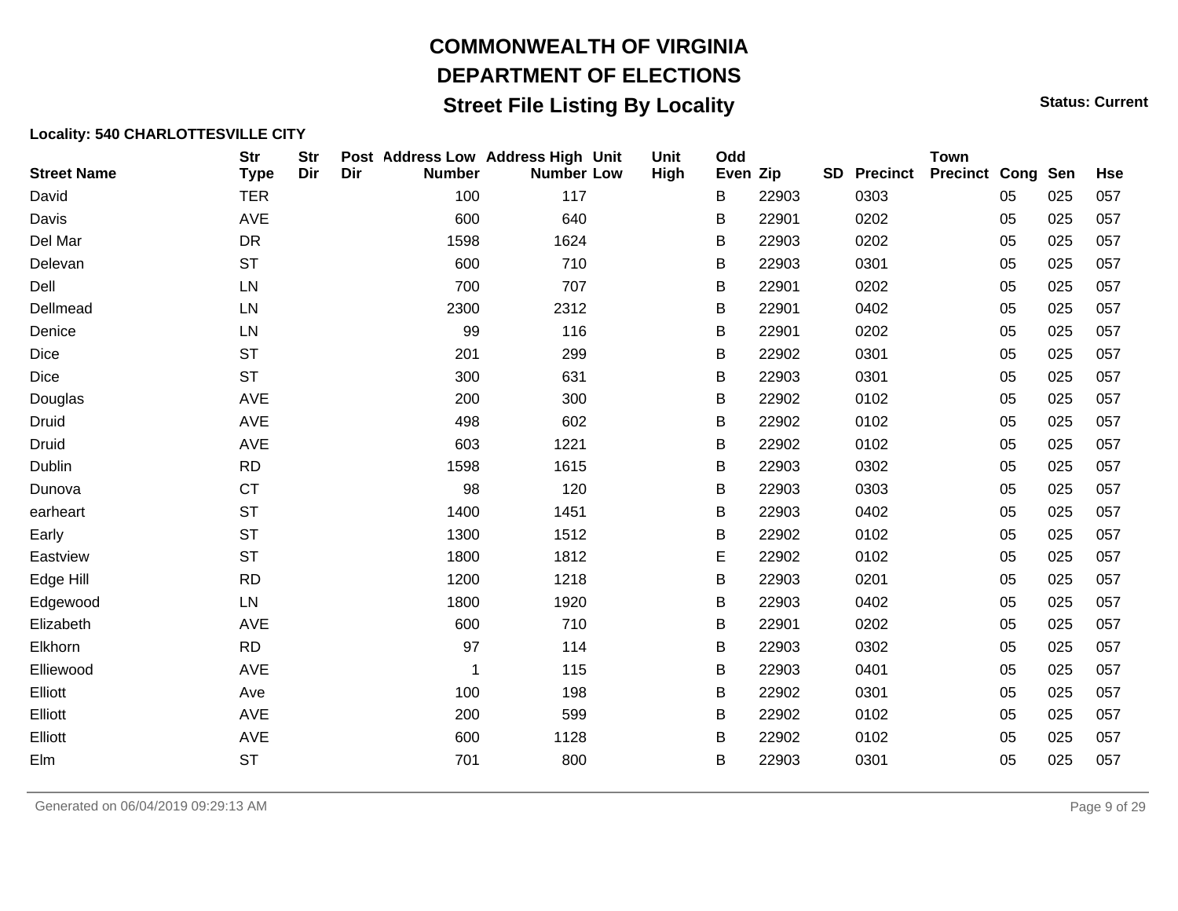# COMMONWEALTH OF VIRGINIA
## DEPARTMENT OF ELECTIONS
### Street File Listing By Locality

**Status: Current**

**Locality: 540 CHARLOTTESVILLE CITY**

| Street Name | Str Type | Str Dir | Post Dir | Address Low Number | Address High Number | Unit Low | Unit High | Odd Even | Zip | SD | Precinct | Town Precinct | Cong | Sen | Hse |
|---|---|---|---|---|---|---|---|---|---|---|---|---|---|---|---|
| David | TER | | | 100 | 117 | | | B | 22903 | | 0303 | | 05 | 025 | 057 |
| Davis | AVE | | | 600 | 640 | | | B | 22901 | | 0202 | | 05 | 025 | 057 |
| Del Mar | DR | | | 1598 | 1624 | | | B | 22903 | | 0202 | | 05 | 025 | 057 |
| Delevan | ST | | | 600 | 710 | | | B | 22903 | | 0301 | | 05 | 025 | 057 |
| Dell | LN | | | 700 | 707 | | | B | 22901 | | 0202 | | 05 | 025 | 057 |
| Dellmead | LN | | | 2300 | 2312 | | | B | 22901 | | 0402 | | 05 | 025 | 057 |
| Denice | LN | | | 99 | 116 | | | B | 22901 | | 0202 | | 05 | 025 | 057 |
| Dice | ST | | | 201 | 299 | | | B | 22902 | | 0301 | | 05 | 025 | 057 |
| Dice | ST | | | 300 | 631 | | | B | 22903 | | 0301 | | 05 | 025 | 057 |
| Douglas | AVE | | | 200 | 300 | | | B | 22902 | | 0102 | | 05 | 025 | 057 |
| Druid | AVE | | | 498 | 602 | | | B | 22902 | | 0102 | | 05 | 025 | 057 |
| Druid | AVE | | | 603 | 1221 | | | B | 22902 | | 0102 | | 05 | 025 | 057 |
| Dublin | RD | | | 1598 | 1615 | | | B | 22903 | | 0302 | | 05 | 025 | 057 |
| Dunova | CT | | | 98 | 120 | | | B | 22903 | | 0303 | | 05 | 025 | 057 |
| earheart | ST | | | 1400 | 1451 | | | B | 22903 | | 0402 | | 05 | 025 | 057 |
| Early | ST | | | 1300 | 1512 | | | B | 22902 | | 0102 | | 05 | 025 | 057 |
| Eastview | ST | | | 1800 | 1812 | | | E | 22902 | | 0102 | | 05 | 025 | 057 |
| Edge Hill | RD | | | 1200 | 1218 | | | B | 22903 | | 0201 | | 05 | 025 | 057 |
| Edgewood | LN | | | 1800 | 1920 | | | B | 22903 | | 0402 | | 05 | 025 | 057 |
| Elizabeth | AVE | | | 600 | 710 | | | B | 22901 | | 0202 | | 05 | 025 | 057 |
| Elkhorn | RD | | | 97 | 114 | | | B | 22903 | | 0302 | | 05 | 025 | 057 |
| Elliewood | AVE | | | 1 | 115 | | | B | 22903 | | 0401 | | 05 | 025 | 057 |
| Elliott | Ave | | | 100 | 198 | | | B | 22902 | | 0301 | | 05 | 025 | 057 |
| Elliott | AVE | | | 200 | 599 | | | B | 22902 | | 0102 | | 05 | 025 | 057 |
| Elliott | AVE | | | 600 | 1128 | | | B | 22902 | | 0102 | | 05 | 025 | 057 |
| Elm | ST | | | 701 | 800 | | | B | 22903 | | 0301 | | 05 | 025 | 057 |

Generated on 06/04/2019 09:29:13 AM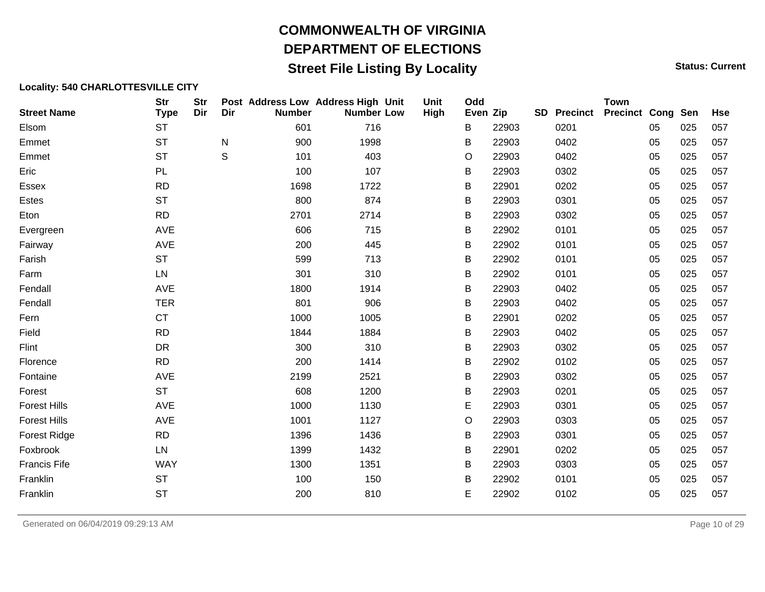# COMMONWEALTH OF VIRGINIA

## DEPARTMENT OF ELECTIONS

## Street File Listing By Locality

**Status: Current**

**Locality: 540 CHARLOTTESVILLE CITY**

| Street Name | Str Type | Str Dir | Post Dir | Address Low Number | Address High Number | Unit Low | Unit High | Odd Even | Zip | SD | Precinct | Town Precinct | Cong | Sen | Hse |
|---|---|---|---|---|---|---|---|---|---|---|---|---|---|---|---|
| Elsom | ST | | | 601 | 716 | | | B | 22903 | | 0201 | | 05 | 025 | 057 |
| Emmet | ST | | N | 900 | 1998 | | | B | 22903 | | 0402 | | 05 | 025 | 057 |
| Emmet | ST | | S | 101 | 403 | | | O | 22903 | | 0402 | | 05 | 025 | 057 |
| Eric | PL | | | 100 | 107 | | | B | 22903 | | 0302 | | 05 | 025 | 057 |
| Essex | RD | | | 1698 | 1722 | | | B | 22901 | | 0202 | | 05 | 025 | 057 |
| Estes | ST | | | 800 | 874 | | | B | 22903 | | 0301 | | 05 | 025 | 057 |
| Eton | RD | | | 2701 | 2714 | | | B | 22903 | | 0302 | | 05 | 025 | 057 |
| Evergreen | AVE | | | 606 | 715 | | | B | 22902 | | 0101 | | 05 | 025 | 057 |
| Fairway | AVE | | | 200 | 445 | | | B | 22902 | | 0101 | | 05 | 025 | 057 |
| Farish | ST | | | 599 | 713 | | | B | 22902 | | 0101 | | 05 | 025 | 057 |
| Farm | LN | | | 301 | 310 | | | B | 22902 | | 0101 | | 05 | 025 | 057 |
| Fendall | AVE | | | 1800 | 1914 | | | B | 22903 | | 0402 | | 05 | 025 | 057 |
| Fendall | TER | | | 801 | 906 | | | B | 22903 | | 0402 | | 05 | 025 | 057 |
| Fern | CT | | | 1000 | 1005 | | | B | 22901 | | 0202 | | 05 | 025 | 057 |
| Field | RD | | | 1844 | 1884 | | | B | 22903 | | 0402 | | 05 | 025 | 057 |
| Flint | DR | | | 300 | 310 | | | B | 22903 | | 0302 | | 05 | 025 | 057 |
| Florence | RD | | | 200 | 1414 | | | B | 22902 | | 0102 | | 05 | 025 | 057 |
| Fontaine | AVE | | | 2199 | 2521 | | | B | 22903 | | 0302 | | 05 | 025 | 057 |
| Forest | ST | | | 608 | 1200 | | | B | 22903 | | 0201 | | 05 | 025 | 057 |
| Forest Hills | AVE | | | 1000 | 1130 | | | E | 22903 | | 0301 | | 05 | 025 | 057 |
| Forest Hills | AVE | | | 1001 | 1127 | | | O | 22903 | | 0303 | | 05 | 025 | 057 |
| Forest Ridge | RD | | | 1396 | 1436 | | | B | 22903 | | 0301 | | 05 | 025 | 057 |
| Foxbrook | LN | | | 1399 | 1432 | | | B | 22901 | | 0202 | | 05 | 025 | 057 |
| Francis Fife | WAY | | | 1300 | 1351 | | | B | 22903 | | 0303 | | 05 | 025 | 057 |
| Franklin | ST | | | 100 | 150 | | | B | 22902 | | 0101 | | 05 | 025 | 057 |
| Franklin | ST | | | 200 | 810 | | | E | 22902 | | 0102 | | 05 | 025 | 057 |

Generated on 06/04/2019 09:29:13 AM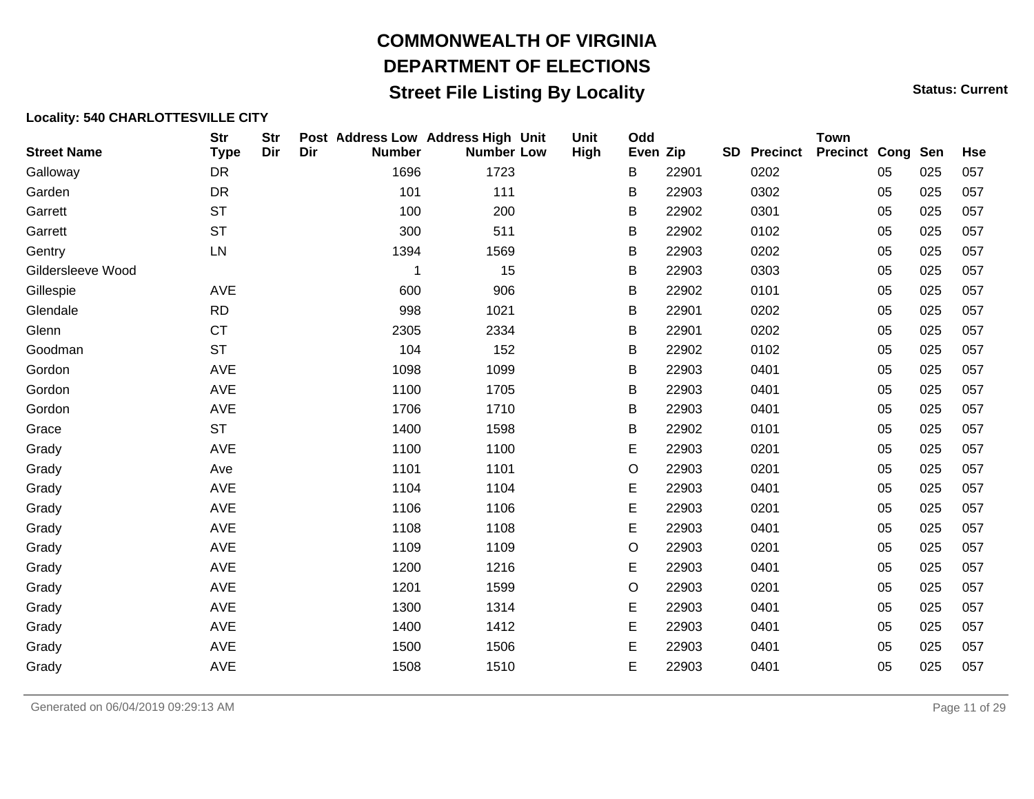# COMMONWEALTH OF VIRGINIA

## DEPARTMENT OF ELECTIONS

## Street File Listing By Locality

**Status: Current**

**Locality: 540 CHARLOTTESVILLE CITY**

| Street Name | Str Type | Str Dir | Post Dir | Address Low Number | Address High Number | Unit Low | Unit High | Odd Even | Zip | SD | Precinct | Town Precinct | Cong | Sen | Hse |
|---|---|---|---|---|---|---|---|---|---|---|---|---|---|---|---|
| Galloway | DR | | | 1696 | 1723 | | | B | 22901 | | 0202 | | 05 | 025 | 057 |
| Garden | DR | | | 101 | 111 | | | B | 22903 | | 0302 | | 05 | 025 | 057 |
| Garrett | ST | | | 100 | 200 | | | B | 22902 | | 0301 | | 05 | 025 | 057 |
| Garrett | ST | | | 300 | 511 | | | B | 22902 | | 0102 | | 05 | 025 | 057 |
| Gentry | LN | | | 1394 | 1569 | | | B | 22903 | | 0202 | | 05 | 025 | 057 |
| Gildersleeve Wood | | | | 1 | 15 | | | B | 22903 | | 0303 | | 05 | 025 | 057 |
| Gillespie | AVE | | | 600 | 906 | | | B | 22902 | | 0101 | | 05 | 025 | 057 |
| Glendale | RD | | | 998 | 1021 | | | B | 22901 | | 0202 | | 05 | 025 | 057 |
| Glenn | CT | | | 2305 | 2334 | | | B | 22901 | | 0202 | | 05 | 025 | 057 |
| Goodman | ST | | | 104 | 152 | | | B | 22902 | | 0102 | | 05 | 025 | 057 |
| Gordon | AVE | | | 1098 | 1099 | | | B | 22903 | | 0401 | | 05 | 025 | 057 |
| Gordon | AVE | | | 1100 | 1705 | | | B | 22903 | | 0401 | | 05 | 025 | 057 |
| Gordon | AVE | | | 1706 | 1710 | | | B | 22903 | | 0401 | | 05 | 025 | 057 |
| Grace | ST | | | 1400 | 1598 | | | B | 22902 | | 0101 | | 05 | 025 | 057 |
| Grady | AVE | | | 1100 | 1100 | | | E | 22903 | | 0201 | | 05 | 025 | 057 |
| Grady | Ave | | | 1101 | 1101 | | | O | 22903 | | 0201 | | 05 | 025 | 057 |
| Grady | AVE | | | 1104 | 1104 | | | E | 22903 | | 0401 | | 05 | 025 | 057 |
| Grady | AVE | | | 1106 | 1106 | | | E | 22903 | | 0201 | | 05 | 025 | 057 |
| Grady | AVE | | | 1108 | 1108 | | | E | 22903 | | 0401 | | 05 | 025 | 057 |
| Grady | AVE | | | 1109 | 1109 | | | O | 22903 | | 0201 | | 05 | 025 | 057 |
| Grady | AVE | | | 1200 | 1216 | | | E | 22903 | | 0401 | | 05 | 025 | 057 |
| Grady | AVE | | | 1201 | 1599 | | | O | 22903 | | 0201 | | 05 | 025 | 057 |
| Grady | AVE | | | 1300 | 1314 | | | E | 22903 | | 0401 | | 05 | 025 | 057 |
| Grady | AVE | | | 1400 | 1412 | | | E | 22903 | | 0401 | | 05 | 025 | 057 |
| Grady | AVE | | | 1500 | 1506 | | | E | 22903 | | 0401 | | 05 | 025 | 057 |
| Grady | AVE | | | 1508 | 1510 | | | E | 22903 | | 0401 | | 05 | 025 | 057 |

Generated on 06/04/2019 09:29:13 AM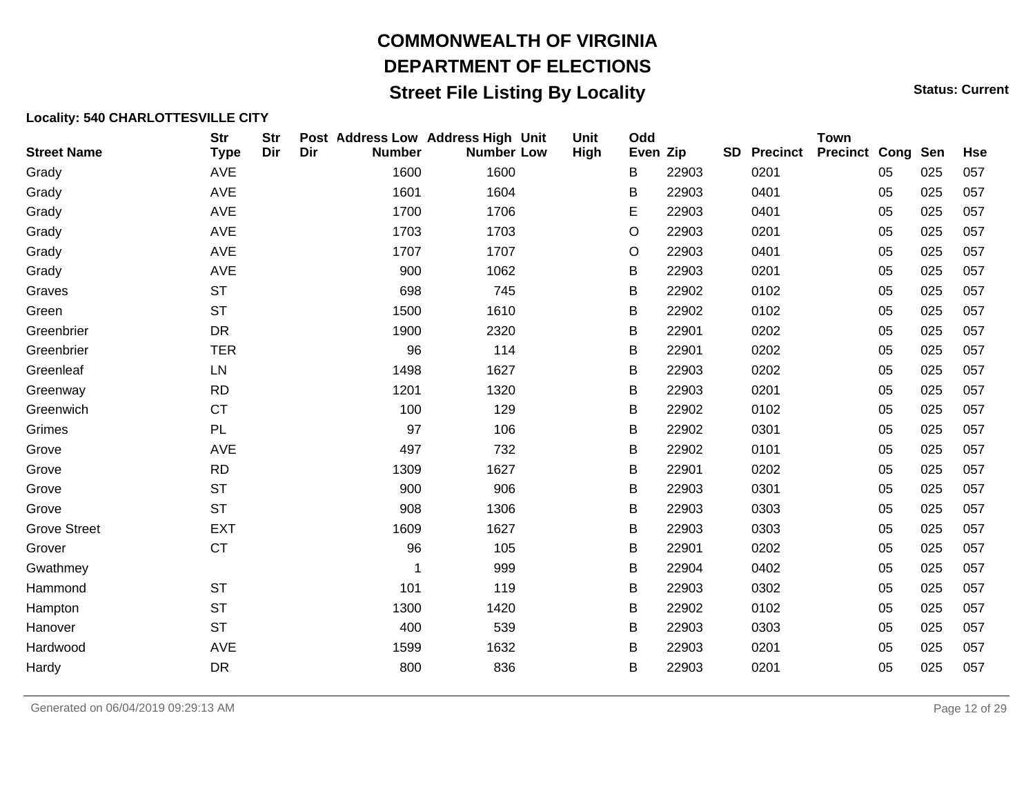# COMMONWEALTH OF VIRGINIA

## DEPARTMENT OF ELECTIONS

### Street File Listing By Locality

**Status: Current**

**Locality: 540 CHARLOTTESVILLE CITY**

| Street Name | Str Type | Str Dir | Post Dir | Address Low Number | Address High Number | Unit Low | Unit High | Odd Even | Zip | SD | Precinct | Town Precinct | Cong | Sen | Hse |
|---|---|---|---|---|---|---|---|---|---|---|---|---|---|---|---|
| Grady | AVE | | | 1600 | 1600 | | | B | 22903 | | 0201 | | 05 | 025 | 057 |
| Grady | AVE | | | 1601 | 1604 | | | B | 22903 | | 0401 | | 05 | 025 | 057 |
| Grady | AVE | | | 1700 | 1706 | | | E | 22903 | | 0401 | | 05 | 025 | 057 |
| Grady | AVE | | | 1703 | 1703 | | | O | 22903 | | 0201 | | 05 | 025 | 057 |
| Grady | AVE | | | 1707 | 1707 | | | O | 22903 | | 0401 | | 05 | 025 | 057 |
| Grady | AVE | | | 900 | 1062 | | | B | 22903 | | 0201 | | 05 | 025 | 057 |
| Graves | ST | | | 698 | 745 | | | B | 22902 | | 0102 | | 05 | 025 | 057 |
| Green | ST | | | 1500 | 1610 | | | B | 22902 | | 0102 | | 05 | 025 | 057 |
| Greenbrier | DR | | | 1900 | 2320 | | | B | 22901 | | 0202 | | 05 | 025 | 057 |
| Greenbrier | TER | | | 96 | 114 | | | B | 22901 | | 0202 | | 05 | 025 | 057 |
| Greenleaf | LN | | | 1498 | 1627 | | | B | 22903 | | 0202 | | 05 | 025 | 057 |
| Greenway | RD | | | 1201 | 1320 | | | B | 22903 | | 0201 | | 05 | 025 | 057 |
| Greenwich | CT | | | 100 | 129 | | | B | 22902 | | 0102 | | 05 | 025 | 057 |
| Grimes | PL | | | 97 | 106 | | | B | 22902 | | 0301 | | 05 | 025 | 057 |
| Grove | AVE | | | 497 | 732 | | | B | 22902 | | 0101 | | 05 | 025 | 057 |
| Grove | RD | | | 1309 | 1627 | | | B | 22901 | | 0202 | | 05 | 025 | 057 |
| Grove | ST | | | 900 | 906 | | | B | 22903 | | 0301 | | 05 | 025 | 057 |
| Grove | ST | | | 908 | 1306 | | | B | 22903 | | 0303 | | 05 | 025 | 057 |
| Grove Street | EXT | | | 1609 | 1627 | | | B | 22903 | | 0303 | | 05 | 025 | 057 |
| Grover | CT | | | 96 | 105 | | | B | 22901 | | 0202 | | 05 | 025 | 057 |
| Gwathmey | | | | 1 | 999 | | | B | 22904 | | 0402 | | 05 | 025 | 057 |
| Hammond | ST | | | 101 | 119 | | | B | 22903 | | 0302 | | 05 | 025 | 057 |
| Hampton | ST | | | 1300 | 1420 | | | B | 22902 | | 0102 | | 05 | 025 | 057 |
| Hanover | ST | | | 400 | 539 | | | B | 22903 | | 0303 | | 05 | 025 | 057 |
| Hardwood | AVE | | | 1599 | 1632 | | | B | 22903 | | 0201 | | 05 | 025 | 057 |
| Hardy | DR | | | 800 | 836 | | | B | 22903 | | 0201 | | 05 | 025 | 057 |

Generated on 06/04/2019 09:29:13 AM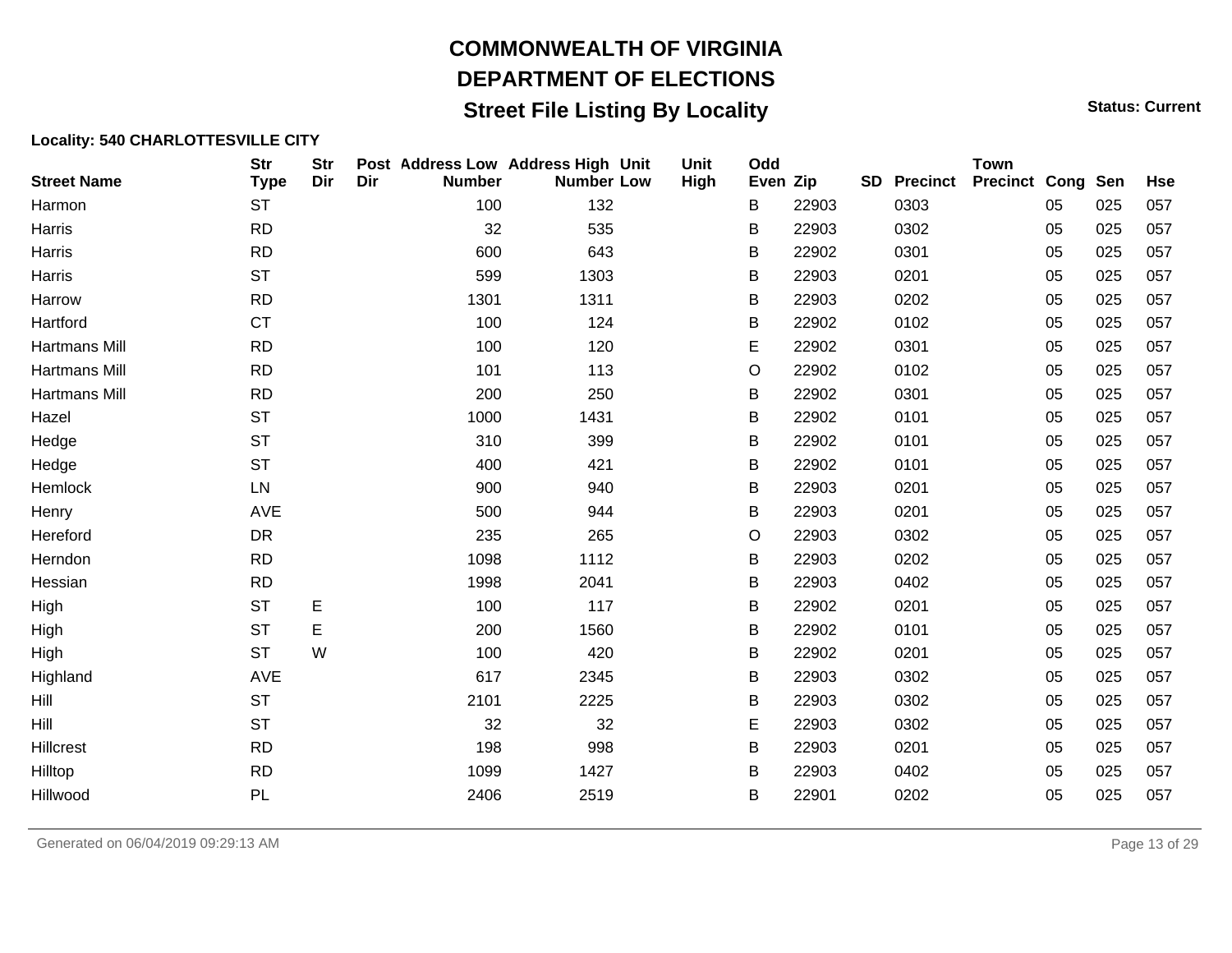# COMMONWEALTH OF VIRGINIA

## DEPARTMENT OF ELECTIONS

### Street File Listing By Locality

**Status: Current**

**Locality: 540 CHARLOTTESVILLE CITY**

| Street Name | Str Type | Str Dir | Post Dir | Address Low Number | Address High Number | Unit Low | Unit High | Odd Even | Zip | SD | Precinct | Town Precinct | Cong | Sen | Hse |
|---|---|---|---|---|---|---|---|---|---|---|---|---|---|---|---|
| Harmon | ST | | | 100 | 132 | | | B | 22903 | | 0303 | | 05 | 025 | 057 |
| Harris | RD | | | 32 | 535 | | | B | 22903 | | 0302 | | 05 | 025 | 057 |
| Harris | RD | | | 600 | 643 | | | B | 22902 | | 0301 | | 05 | 025 | 057 |
| Harris | ST | | | 599 | 1303 | | | B | 22903 | | 0201 | | 05 | 025 | 057 |
| Harrow | RD | | | 1301 | 1311 | | | B | 22903 | | 0202 | | 05 | 025 | 057 |
| Hartford | CT | | | 100 | 124 | | | B | 22902 | | 0102 | | 05 | 025 | 057 |
| Hartmans Mill | RD | | | 100 | 120 | | | E | 22902 | | 0301 | | 05 | 025 | 057 |
| Hartmans Mill | RD | | | 101 | 113 | | | O | 22902 | | 0102 | | 05 | 025 | 057 |
| Hartmans Mill | RD | | | 200 | 250 | | | B | 22902 | | 0301 | | 05 | 025 | 057 |
| Hazel | ST | | | 1000 | 1431 | | | B | 22902 | | 0101 | | 05 | 025 | 057 |
| Hedge | ST | | | 310 | 399 | | | B | 22902 | | 0101 | | 05 | 025 | 057 |
| Hedge | ST | | | 400 | 421 | | | B | 22902 | | 0101 | | 05 | 025 | 057 |
| Hemlock | LN | | | 900 | 940 | | | B | 22903 | | 0201 | | 05 | 025 | 057 |
| Henry | AVE | | | 500 | 944 | | | B | 22903 | | 0201 | | 05 | 025 | 057 |
| Hereford | DR | | | 235 | 265 | | | O | 22903 | | 0302 | | 05 | 025 | 057 |
| Herndon | RD | | | 1098 | 1112 | | | B | 22903 | | 0202 | | 05 | 025 | 057 |
| Hessian | RD | | | 1998 | 2041 | | | B | 22903 | | 0402 | | 05 | 025 | 057 |
| High | ST | E | | 100 | 117 | | | B | 22902 | | 0201 | | 05 | 025 | 057 |
| High | ST | E | | 200 | 1560 | | | B | 22902 | | 0101 | | 05 | 025 | 057 |
| High | ST | W | | 100 | 420 | | | B | 22902 | | 0201 | | 05 | 025 | 057 |
| Highland | AVE | | | 617 | 2345 | | | B | 22903 | | 0302 | | 05 | 025 | 057 |
| Hill | ST | | | 2101 | 2225 | | | B | 22903 | | 0302 | | 05 | 025 | 057 |
| Hill | ST | | | 32 | 32 | | | E | 22903 | | 0302 | | 05 | 025 | 057 |
| Hillcrest | RD | | | 198 | 998 | | | B | 22903 | | 0201 | | 05 | 025 | 057 |
| Hilltop | RD | | | 1099 | 1427 | | | B | 22903 | | 0402 | | 05 | 025 | 057 |
| Hillwood | PL | | | 2406 | 2519 | | | B | 22901 | | 0202 | | 05 | 025 | 057 |

Generated on 06/04/2019 09:29:13 AM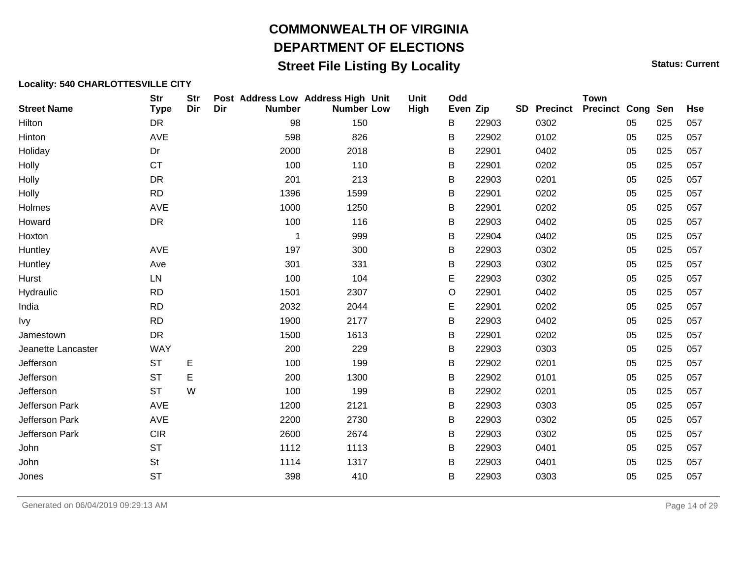# COMMONWEALTH OF VIRGINIA

## DEPARTMENT OF ELECTIONS

## Street File Listing By Locality

**Status: Current**

**Locality: 540 CHARLOTTESVILLE CITY**

| Street Name | Str Type | Str Dir | Post Dir | Address Low Number | Address High Number | Unit Low | Unit High | Odd Even | Zip | SD | Precinct | Town Precinct | Cong | Sen | Hse |
|---|---|---|---|---|---|---|---|---|---|---|---|---|---|---|---|
| Hilton | DR | | | 98 | 150 | | | B | 22903 | | 0302 | | 05 | 025 | 057 |
| Hinton | AVE | | | 598 | 826 | | | B | 22902 | | 0102 | | 05 | 025 | 057 |
| Holiday | Dr | | | 2000 | 2018 | | | B | 22901 | | 0402 | | 05 | 025 | 057 |
| Holly | CT | | | 100 | 110 | | | B | 22901 | | 0202 | | 05 | 025 | 057 |
| Holly | DR | | | 201 | 213 | | | B | 22903 | | 0201 | | 05 | 025 | 057 |
| Holly | RD | | | 1396 | 1599 | | | B | 22901 | | 0202 | | 05 | 025 | 057 |
| Holmes | AVE | | | 1000 | 1250 | | | B | 22901 | | 0202 | | 05 | 025 | 057 |
| Howard | DR | | | 100 | 116 | | | B | 22903 | | 0402 | | 05 | 025 | 057 |
| Hoxton | | | | 1 | 999 | | | B | 22904 | | 0402 | | 05 | 025 | 057 |
| Huntley | AVE | | | 197 | 300 | | | B | 22903 | | 0302 | | 05 | 025 | 057 |
| Huntley | Ave | | | 301 | 331 | | | B | 22903 | | 0302 | | 05 | 025 | 057 |
| Hurst | LN | | | 100 | 104 | | | E | 22903 | | 0302 | | 05 | 025 | 057 |
| Hydraulic | RD | | | 1501 | 2307 | | | O | 22901 | | 0402 | | 05 | 025 | 057 |
| India | RD | | | 2032 | 2044 | | | E | 22901 | | 0202 | | 05 | 025 | 057 |
| Ivy | RD | | | 1900 | 2177 | | | B | 22903 | | 0402 | | 05 | 025 | 057 |
| Jamestown | DR | | | 1500 | 1613 | | | B | 22901 | | 0202 | | 05 | 025 | 057 |
| Jeanette Lancaster | WAY | | | 200 | 229 | | | B | 22903 | | 0303 | | 05 | 025 | 057 |
| Jefferson | ST | E | | 100 | 199 | | | B | 22902 | | 0201 | | 05 | 025 | 057 |
| Jefferson | ST | E | | 200 | 1300 | | | B | 22902 | | 0101 | | 05 | 025 | 057 |
| Jefferson | ST | W | | 100 | 199 | | | B | 22902 | | 0201 | | 05 | 025 | 057 |
| Jefferson Park | AVE | | | 1200 | 2121 | | | B | 22903 | | 0303 | | 05 | 025 | 057 |
| Jefferson Park | AVE | | | 2200 | 2730 | | | B | 22903 | | 0302 | | 05 | 025 | 057 |
| Jefferson Park | CIR | | | 2600 | 2674 | | | B | 22903 | | 0302 | | 05 | 025 | 057 |
| John | ST | | | 1112 | 1113 | | | B | 22903 | | 0401 | | 05 | 025 | 057 |
| John | St | | | 1114 | 1317 | | | B | 22903 | | 0401 | | 05 | 025 | 057 |
| Jones | ST | | | 398 | 410 | | | B | 22903 | | 0303 | | 05 | 025 | 057 |

Generated on 06/04/2019 09:29:13 AM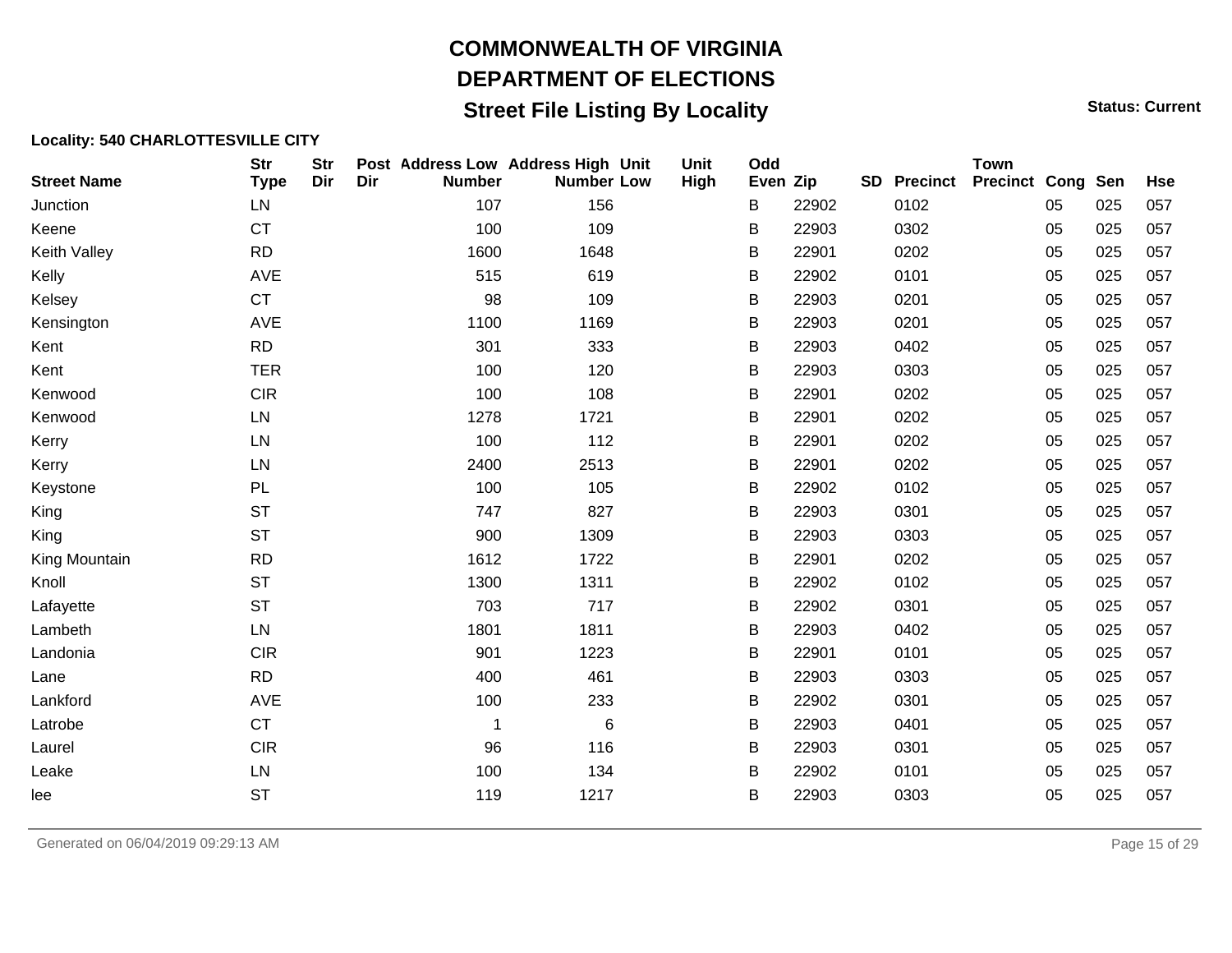# COMMONWEALTH OF VIRGINIA

## DEPARTMENT OF ELECTIONS

### Street File Listing By Locality

**Status: Current**

**Locality: 540 CHARLOTTESVILLE CITY**

| Street Name | Str Type | Str Dir | Post Dir | Address Low Number | Address High Number | Unit Low | Unit High | Odd Even | Zip | SD | Precinct | Town Precinct | Cong | Sen | Hse |
|---|---|---|---|---|---|---|---|---|---|---|---|---|---|---|---|
| Junction | LN | | | 107 | 156 | | | B | 22902 | | 0102 | | 05 | 025 | 057 |
| Keene | CT | | | 100 | 109 | | | B | 22903 | | 0302 | | 05 | 025 | 057 |
| Keith Valley | RD | | | 1600 | 1648 | | | B | 22901 | | 0202 | | 05 | 025 | 057 |
| Kelly | AVE | | | 515 | 619 | | | B | 22902 | | 0101 | | 05 | 025 | 057 |
| Kelsey | CT | | | 98 | 109 | | | B | 22903 | | 0201 | | 05 | 025 | 057 |
| Kensington | AVE | | | 1100 | 1169 | | | B | 22903 | | 0201 | | 05 | 025 | 057 |
| Kent | RD | | | 301 | 333 | | | B | 22903 | | 0402 | | 05 | 025 | 057 |
| Kent | TER | | | 100 | 120 | | | B | 22903 | | 0303 | | 05 | 025 | 057 |
| Kenwood | CIR | | | 100 | 108 | | | B | 22901 | | 0202 | | 05 | 025 | 057 |
| Kenwood | LN | | | 1278 | 1721 | | | B | 22901 | | 0202 | | 05 | 025 | 057 |
| Kerry | LN | | | 100 | 112 | | | B | 22901 | | 0202 | | 05 | 025 | 057 |
| Kerry | LN | | | 2400 | 2513 | | | B | 22901 | | 0202 | | 05 | 025 | 057 |
| Keystone | PL | | | 100 | 105 | | | B | 22902 | | 0102 | | 05 | 025 | 057 |
| King | ST | | | 747 | 827 | | | B | 22903 | | 0301 | | 05 | 025 | 057 |
| King | ST | | | 900 | 1309 | | | B | 22903 | | 0303 | | 05 | 025 | 057 |
| King Mountain | RD | | | 1612 | 1722 | | | B | 22901 | | 0202 | | 05 | 025 | 057 |
| Knoll | ST | | | 1300 | 1311 | | | B | 22902 | | 0102 | | 05 | 025 | 057 |
| Lafayette | ST | | | 703 | 717 | | | B | 22902 | | 0301 | | 05 | 025 | 057 |
| Lambeth | LN | | | 1801 | 1811 | | | B | 22903 | | 0402 | | 05 | 025 | 057 |
| Landonia | CIR | | | 901 | 1223 | | | B | 22901 | | 0101 | | 05 | 025 | 057 |
| Lane | RD | | | 400 | 461 | | | B | 22903 | | 0303 | | 05 | 025 | 057 |
| Lankford | AVE | | | 100 | 233 | | | B | 22902 | | 0301 | | 05 | 025 | 057 |
| Latrobe | CT | | | 1 | 6 | | | B | 22903 | | 0401 | | 05 | 025 | 057 |
| Laurel | CIR | | | 96 | 116 | | | B | 22903 | | 0301 | | 05 | 025 | 057 |
| Leake | LN | | | 100 | 134 | | | B | 22902 | | 0101 | | 05 | 025 | 057 |
| lee | ST | | | 119 | 1217 | | | B | 22903 | | 0303 | | 05 | 025 | 057 |

Generated on 06/04/2019 09:29:13 AM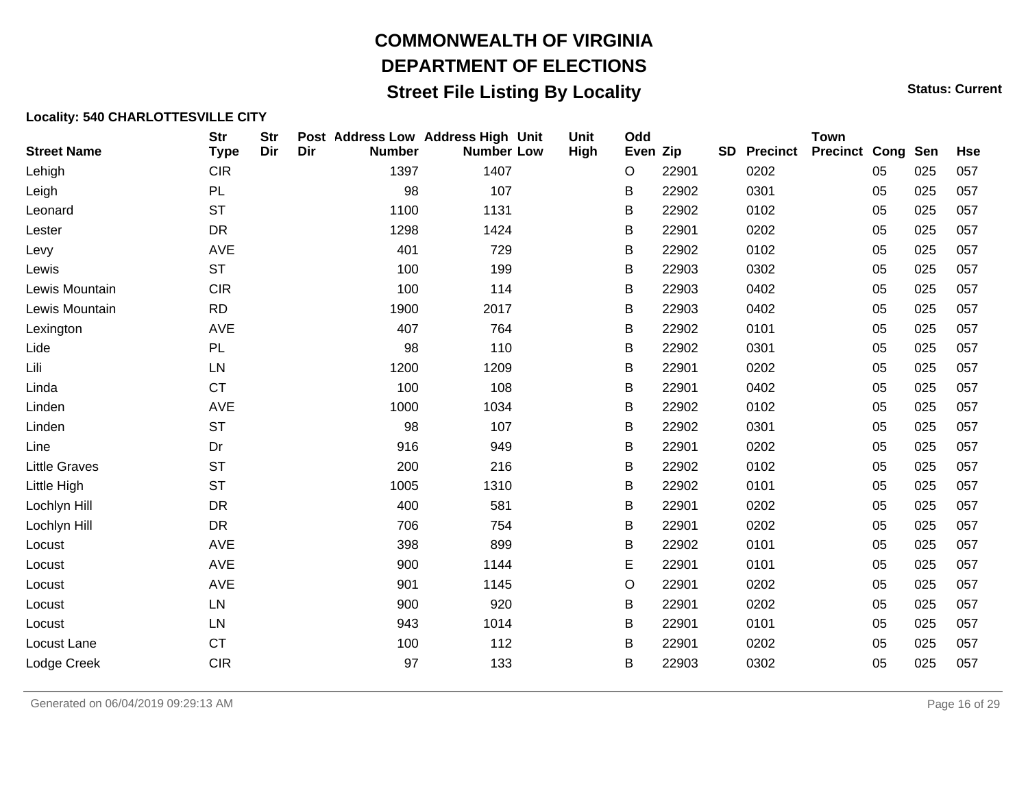# COMMONWEALTH OF VIRGINIA
## DEPARTMENT OF ELECTIONS
### Street File Listing By Locality

**Status: Current**

**Locality: 540 CHARLOTTESVILLE CITY**

| Street Name | Str Type | Str Dir | Post Dir | Address Low Number | Address High Number | Unit Low | Unit High | Odd Even | Zip | SD | Precinct | Town Precinct | Cong | Sen | Hse |
|---|---|---|---|---|---|---|---|---|---|---|---|---|---|---|---|
| Lehigh | CIR | | | 1397 | 1407 | | | O | 22901 | | 0202 | | 05 | 025 | 057 |
| Leigh | PL | | | 98 | 107 | | | B | 22902 | | 0301 | | 05 | 025 | 057 |
| Leonard | ST | | | 1100 | 1131 | | | B | 22902 | | 0102 | | 05 | 025 | 057 |
| Lester | DR | | | 1298 | 1424 | | | B | 22901 | | 0202 | | 05 | 025 | 057 |
| Levy | AVE | | | 401 | 729 | | | B | 22902 | | 0102 | | 05 | 025 | 057 |
| Lewis | ST | | | 100 | 199 | | | B | 22903 | | 0302 | | 05 | 025 | 057 |
| Lewis Mountain | CIR | | | 100 | 114 | | | B | 22903 | | 0402 | | 05 | 025 | 057 |
| Lewis Mountain | RD | | | 1900 | 2017 | | | B | 22903 | | 0402 | | 05 | 025 | 057 |
| Lexington | AVE | | | 407 | 764 | | | B | 22902 | | 0101 | | 05 | 025 | 057 |
| Lide | PL | | | 98 | 110 | | | B | 22902 | | 0301 | | 05 | 025 | 057 |
| Lili | LN | | | 1200 | 1209 | | | B | 22901 | | 0202 | | 05 | 025 | 057 |
| Linda | CT | | | 100 | 108 | | | B | 22901 | | 0402 | | 05 | 025 | 057 |
| Linden | AVE | | | 1000 | 1034 | | | B | 22902 | | 0102 | | 05 | 025 | 057 |
| Linden | ST | | | 98 | 107 | | | B | 22902 | | 0301 | | 05 | 025 | 057 |
| Line | Dr | | | 916 | 949 | | | B | 22901 | | 0202 | | 05 | 025 | 057 |
| Little Graves | ST | | | 200 | 216 | | | B | 22902 | | 0102 | | 05 | 025 | 057 |
| Little High | ST | | | 1005 | 1310 | | | B | 22902 | | 0101 | | 05 | 025 | 057 |
| Lochlyn Hill | DR | | | 400 | 581 | | | B | 22901 | | 0202 | | 05 | 025 | 057 |
| Lochlyn Hill | DR | | | 706 | 754 | | | B | 22901 | | 0202 | | 05 | 025 | 057 |
| Locust | AVE | | | 398 | 899 | | | B | 22902 | | 0101 | | 05 | 025 | 057 |
| Locust | AVE | | | 900 | 1144 | | | E | 22901 | | 0101 | | 05 | 025 | 057 |
| Locust | AVE | | | 901 | 1145 | | | O | 22901 | | 0202 | | 05 | 025 | 057 |
| Locust | LN | | | 900 | 920 | | | B | 22901 | | 0202 | | 05 | 025 | 057 |
| Locust | LN | | | 943 | 1014 | | | B | 22901 | | 0101 | | 05 | 025 | 057 |
| Locust Lane | CT | | | 100 | 112 | | | B | 22901 | | 0202 | | 05 | 025 | 057 |
| Lodge Creek | CIR | | | 97 | 133 | | | B | 22903 | | 0302 | | 05 | 025 | 057 |

Generated on 06/04/2019 09:29:13 AM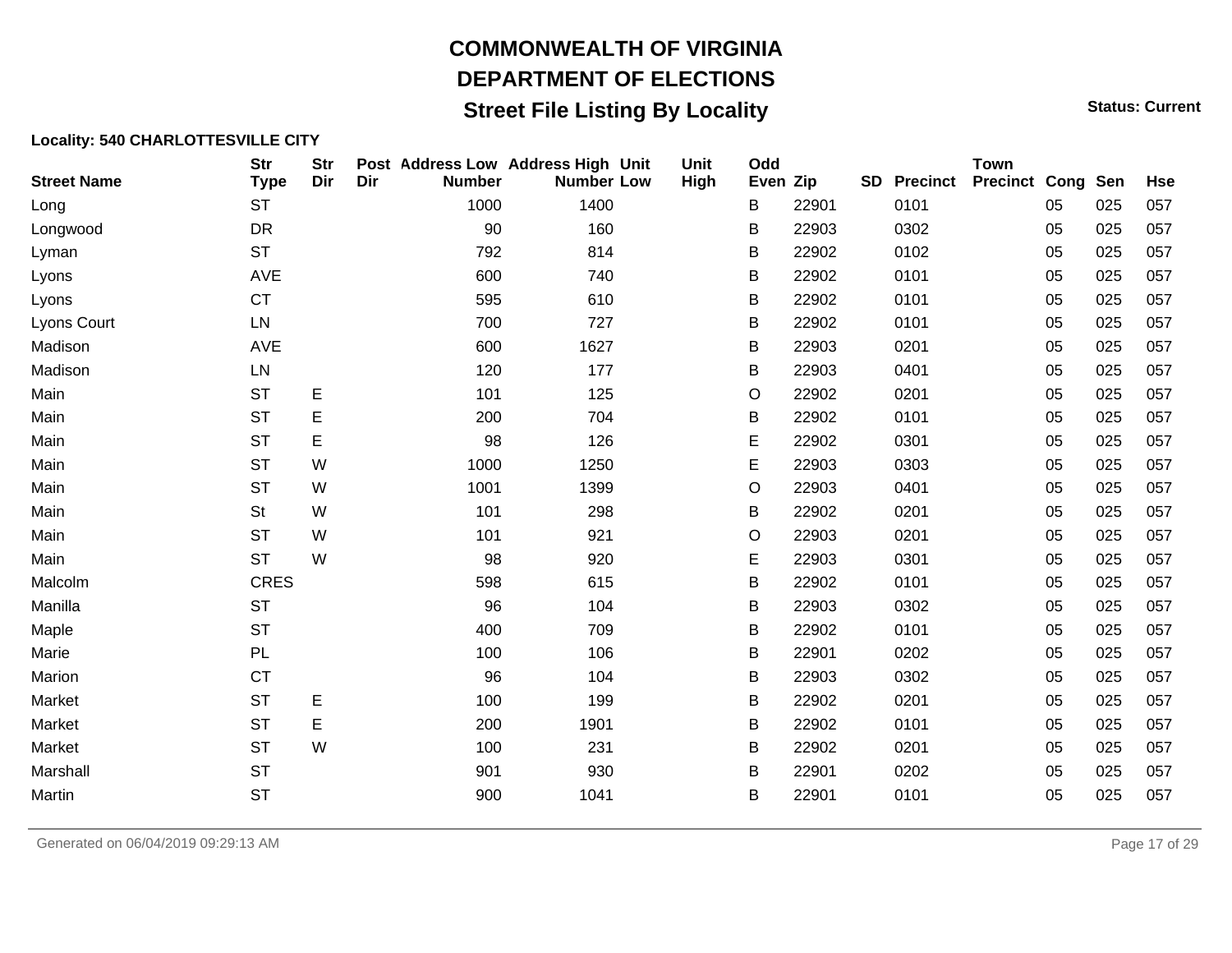# COMMONWEALTH OF VIRGINIA

## DEPARTMENT OF ELECTIONS

## Street File Listing By Locality

**Status: Current**

**Locality: 540 CHARLOTTESVILLE CITY**

| Street Name | Str Type | Str Dir | Post Dir | Address Low Number | Address High Number | Unit Low | Unit High | Odd Even | Zip | SD | Precinct | Town Precinct | Cong | Sen | Hse |
|---|---|---|---|---|---|---|---|---|---|---|---|---|---|---|---|
| Long | ST | | | 1000 | 1400 | | | B | 22901 | | 0101 | | 05 | 025 | 057 |
| Longwood | DR | | | 90 | 160 | | | B | 22903 | | 0302 | | 05 | 025 | 057 |
| Lyman | ST | | | 792 | 814 | | | B | 22902 | | 0102 | | 05 | 025 | 057 |
| Lyons | AVE | | | 600 | 740 | | | B | 22902 | | 0101 | | 05 | 025 | 057 |
| Lyons | CT | | | 595 | 610 | | | B | 22902 | | 0101 | | 05 | 025 | 057 |
| Lyons Court | LN | | | 700 | 727 | | | B | 22902 | | 0101 | | 05 | 025 | 057 |
| Madison | AVE | | | 600 | 1627 | | | B | 22903 | | 0201 | | 05 | 025 | 057 |
| Madison | LN | | | 120 | 177 | | | B | 22903 | | 0401 | | 05 | 025 | 057 |
| Main | ST | E | | 101 | 125 | | | O | 22902 | | 0201 | | 05 | 025 | 057 |
| Main | ST | E | | 200 | 704 | | | B | 22902 | | 0101 | | 05 | 025 | 057 |
| Main | ST | E | | 98 | 126 | | | E | 22902 | | 0301 | | 05 | 025 | 057 |
| Main | ST | W | | 1000 | 1250 | | | E | 22903 | | 0303 | | 05 | 025 | 057 |
| Main | ST | W | | 1001 | 1399 | | | O | 22903 | | 0401 | | 05 | 025 | 057 |
| Main | St | W | | 101 | 298 | | | B | 22902 | | 0201 | | 05 | 025 | 057 |
| Main | ST | W | | 101 | 921 | | | O | 22903 | | 0201 | | 05 | 025 | 057 |
| Main | ST | W | | 98 | 920 | | | E | 22903 | | 0301 | | 05 | 025 | 057 |
| Malcolm | CRES | | | 598 | 615 | | | B | 22902 | | 0101 | | 05 | 025 | 057 |
| Manilla | ST | | | 96 | 104 | | | B | 22903 | | 0302 | | 05 | 025 | 057 |
| Maple | ST | | | 400 | 709 | | | B | 22902 | | 0101 | | 05 | 025 | 057 |
| Marie | PL | | | 100 | 106 | | | B | 22901 | | 0202 | | 05 | 025 | 057 |
| Marion | CT | | | 96 | 104 | | | B | 22903 | | 0302 | | 05 | 025 | 057 |
| Market | ST | E | | 100 | 199 | | | B | 22902 | | 0201 | | 05 | 025 | 057 |
| Market | ST | E | | 200 | 1901 | | | B | 22902 | | 0101 | | 05 | 025 | 057 |
| Market | ST | W | | 100 | 231 | | | B | 22902 | | 0201 | | 05 | 025 | 057 |
| Marshall | ST | | | 901 | 930 | | | B | 22901 | | 0202 | | 05 | 025 | 057 |
| Martin | ST | | | 900 | 1041 | | | B | 22901 | | 0101 | | 05 | 025 | 057 |

Generated on 06/04/2019 09:29:13 AM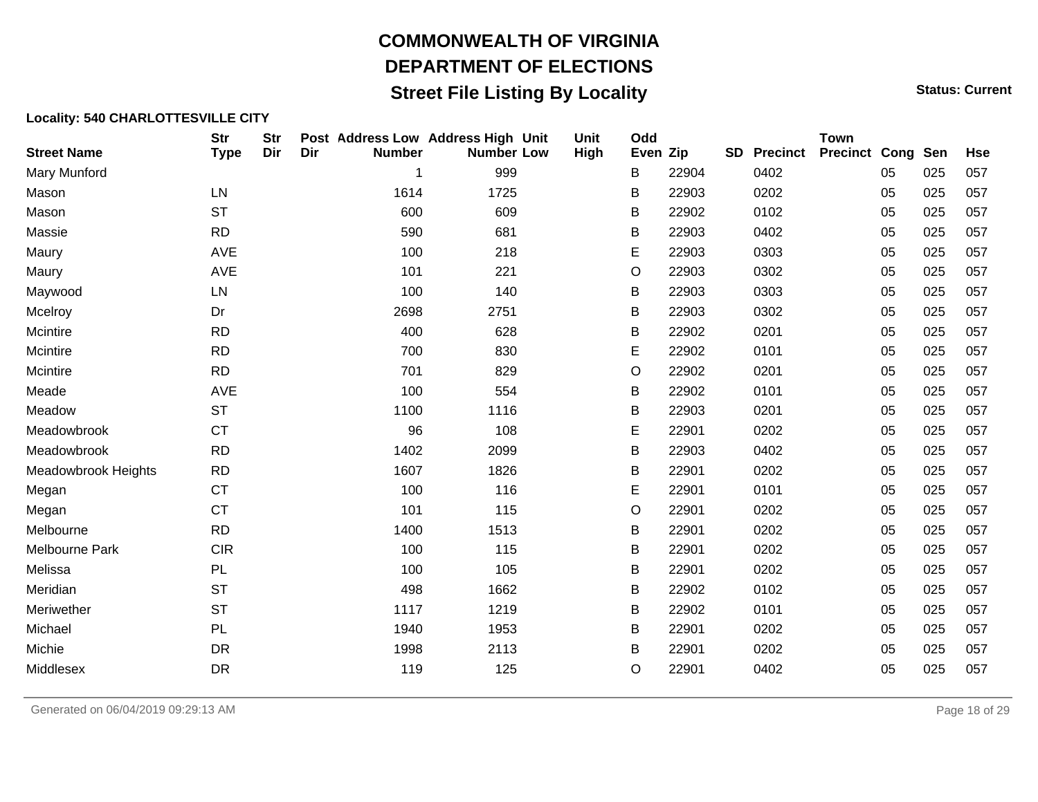# COMMONWEALTH OF VIRGINIA

## DEPARTMENT OF ELECTIONS

## Street File Listing By Locality

**Status: Current**

**Locality: 540 CHARLOTTESVILLE CITY**

| Street Name | Str Type | Str Dir | Post Dir | Address Low Number | Address High Number | Unit Low | Unit High | Odd Even | Zip | SD | Precinct | Town Precinct | Cong | Sen | Hse |
|---|---|---|---|---|---|---|---|---|---|---|---|---|---|---|---|
| Mary Munford | | | | 1 | 999 | | | B | 22904 | | 0402 | | 05 | 025 | 057 |
| Mason | LN | | | 1614 | 1725 | | | B | 22903 | | 0202 | | 05 | 025 | 057 |
| Mason | ST | | | 600 | 609 | | | B | 22902 | | 0102 | | 05 | 025 | 057 |
| Massie | RD | | | 590 | 681 | | | B | 22903 | | 0402 | | 05 | 025 | 057 |
| Maury | AVE | | | 100 | 218 | | | E | 22903 | | 0303 | | 05 | 025 | 057 |
| Maury | AVE | | | 101 | 221 | | | O | 22903 | | 0302 | | 05 | 025 | 057 |
| Maywood | LN | | | 100 | 140 | | | B | 22903 | | 0303 | | 05 | 025 | 057 |
| Mcelroy | Dr | | | 2698 | 2751 | | | B | 22903 | | 0302 | | 05 | 025 | 057 |
| Mcintire | RD | | | 400 | 628 | | | B | 22902 | | 0201 | | 05 | 025 | 057 |
| Mcintire | RD | | | 700 | 830 | | | E | 22902 | | 0101 | | 05 | 025 | 057 |
| Mcintire | RD | | | 701 | 829 | | | O | 22902 | | 0201 | | 05 | 025 | 057 |
| Meade | AVE | | | 100 | 554 | | | B | 22902 | | 0101 | | 05 | 025 | 057 |
| Meadow | ST | | | 1100 | 1116 | | | B | 22903 | | 0201 | | 05 | 025 | 057 |
| Meadowbrook | CT | | | 96 | 108 | | | E | 22901 | | 0202 | | 05 | 025 | 057 |
| Meadowbrook | RD | | | 1402 | 2099 | | | B | 22903 | | 0402 | | 05 | 025 | 057 |
| Meadowbrook Heights | RD | | | 1607 | 1826 | | | B | 22901 | | 0202 | | 05 | 025 | 057 |
| Megan | CT | | | 100 | 116 | | | E | 22901 | | 0101 | | 05 | 025 | 057 |
| Megan | CT | | | 101 | 115 | | | O | 22901 | | 0202 | | 05 | 025 | 057 |
| Melbourne | RD | | | 1400 | 1513 | | | B | 22901 | | 0202 | | 05 | 025 | 057 |
| Melbourne Park | CIR | | | 100 | 115 | | | B | 22901 | | 0202 | | 05 | 025 | 057 |
| Melissa | PL | | | 100 | 105 | | | B | 22901 | | 0202 | | 05 | 025 | 057 |
| Meridian | ST | | | 498 | 1662 | | | B | 22902 | | 0102 | | 05 | 025 | 057 |
| Meriwether | ST | | | 1117 | 1219 | | | B | 22902 | | 0101 | | 05 | 025 | 057 |
| Michael | PL | | | 1940 | 1953 | | | B | 22901 | | 0202 | | 05 | 025 | 057 |
| Michie | DR | | | 1998 | 2113 | | | B | 22901 | | 0202 | | 05 | 025 | 057 |
| Middlesex | DR | | | 119 | 125 | | | O | 22901 | | 0402 | | 05 | 025 | 057 |

Generated on 06/04/2019 09:29:13 AM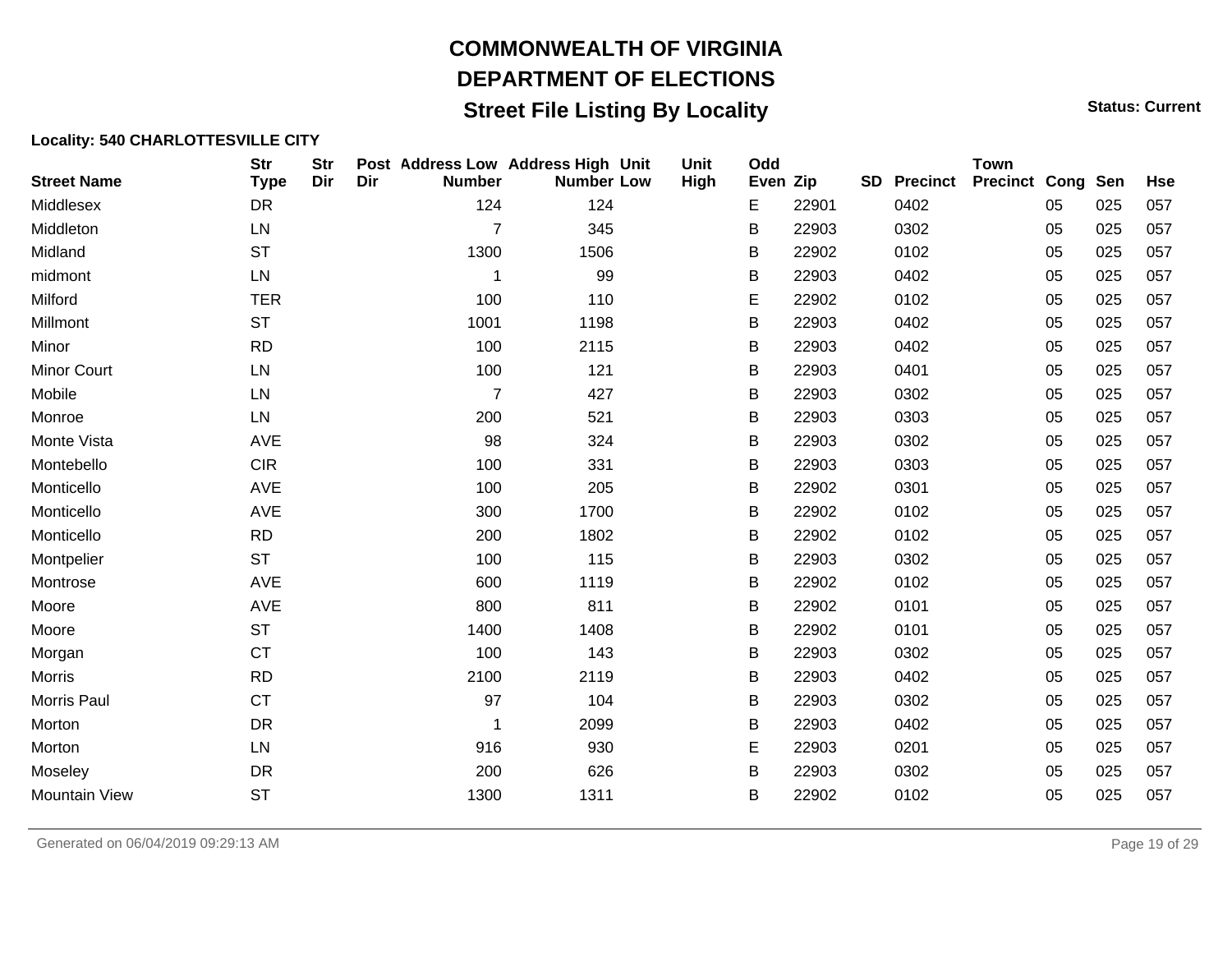# COMMONWEALTH OF VIRGINIA

## DEPARTMENT OF ELECTIONS

## Street File Listing By Locality

**Status: Current**

**Locality: 540 CHARLOTTESVILLE CITY**

| Street Name | Str Type | Str Dir | Post Dir | Address Low Number | Address High Number | Unit Low | Unit High | Odd Even | Zip | SD | Precinct | Town Precinct | Cong | Sen | Hse |
|---|---|---|---|---|---|---|---|---|---|---|---|---|---|---|---|
| Middlesex | DR | | | 124 | 124 | | | E | 22901 | | 0402 | | 05 | 025 | 057 |
| Middleton | LN | | | 7 | 345 | | | B | 22903 | | 0302 | | 05 | 025 | 057 |
| Midland | ST | | | 1300 | 1506 | | | B | 22902 | | 0102 | | 05 | 025 | 057 |
| midmont | LN | | | 1 | 99 | | | B | 22903 | | 0402 | | 05 | 025 | 057 |
| Milford | TER | | | 100 | 110 | | | E | 22902 | | 0102 | | 05 | 025 | 057 |
| Millmont | ST | | | 1001 | 1198 | | | B | 22903 | | 0402 | | 05 | 025 | 057 |
| Minor | RD | | | 100 | 2115 | | | B | 22903 | | 0402 | | 05 | 025 | 057 |
| Minor Court | LN | | | 100 | 121 | | | B | 22903 | | 0401 | | 05 | 025 | 057 |
| Mobile | LN | | | 7 | 427 | | | B | 22903 | | 0302 | | 05 | 025 | 057 |
| Monroe | LN | | | 200 | 521 | | | B | 22903 | | 0303 | | 05 | 025 | 057 |
| Monte Vista | AVE | | | 98 | 324 | | | B | 22903 | | 0302 | | 05 | 025 | 057 |
| Montebello | CIR | | | 100 | 331 | | | B | 22903 | | 0303 | | 05 | 025 | 057 |
| Monticello | AVE | | | 100 | 205 | | | B | 22902 | | 0301 | | 05 | 025 | 057 |
| Monticello | AVE | | | 300 | 1700 | | | B | 22902 | | 0102 | | 05 | 025 | 057 |
| Monticello | RD | | | 200 | 1802 | | | B | 22902 | | 0102 | | 05 | 025 | 057 |
| Montpelier | ST | | | 100 | 115 | | | B | 22903 | | 0302 | | 05 | 025 | 057 |
| Montrose | AVE | | | 600 | 1119 | | | B | 22902 | | 0102 | | 05 | 025 | 057 |
| Moore | AVE | | | 800 | 811 | | | B | 22902 | | 0101 | | 05 | 025 | 057 |
| Moore | ST | | | 1400 | 1408 | | | B | 22902 | | 0101 | | 05 | 025 | 057 |
| Morgan | CT | | | 100 | 143 | | | B | 22903 | | 0302 | | 05 | 025 | 057 |
| Morris | RD | | | 2100 | 2119 | | | B | 22903 | | 0402 | | 05 | 025 | 057 |
| Morris Paul | CT | | | 97 | 104 | | | B | 22903 | | 0302 | | 05 | 025 | 057 |
| Morton | DR | | | 1 | 2099 | | | B | 22903 | | 0402 | | 05 | 025 | 057 |
| Morton | LN | | | 916 | 930 | | | E | 22903 | | 0201 | | 05 | 025 | 057 |
| Moseley | DR | | | 200 | 626 | | | B | 22903 | | 0302 | | 05 | 025 | 057 |
| Mountain View | ST | | | 1300 | 1311 | | | B | 22902 | | 0102 | | 05 | 025 | 057 |

Generated on 06/04/2019 09:29:13 AM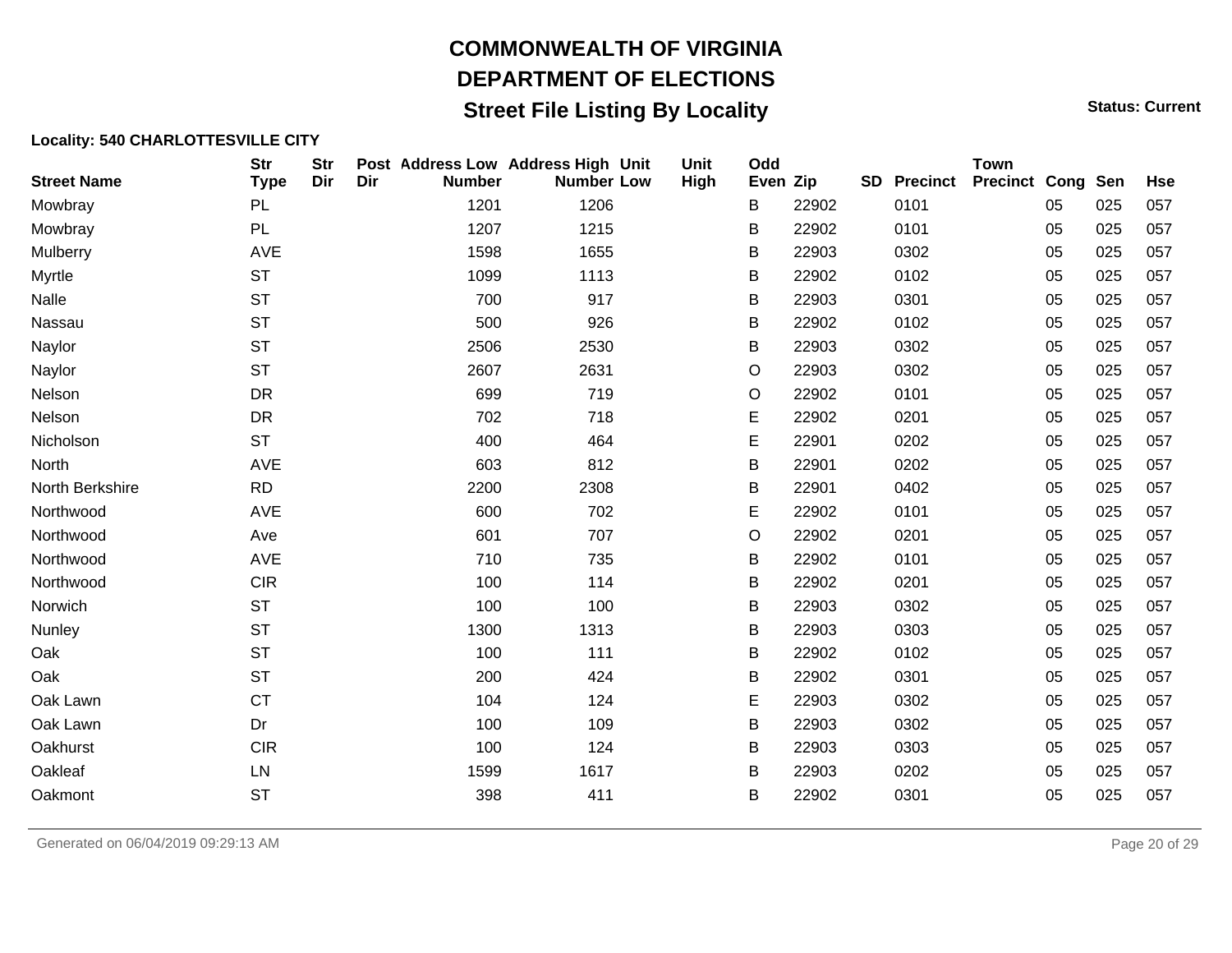# COMMONWEALTH OF VIRGINIA

## DEPARTMENT OF ELECTIONS

## Street File Listing By Locality

**Status: Current**

**Locality: 540 CHARLOTTESVILLE CITY**

| Street Name | Str Type | Str Dir | Post Dir | Address Low Number | Address High Number | Unit Low | Unit High | Odd Even | Zip | SD | Precinct | Town Precinct | Cong | Sen | Hse |
|---|---|---|---|---|---|---|---|---|---|---|---|---|---|---|---|
| Mowbray | PL | | | 1201 | 1206 | | | B | 22902 | | 0101 | | 05 | 025 | 057 |
| Mowbray | PL | | | 1207 | 1215 | | | B | 22902 | | 0101 | | 05 | 025 | 057 |
| Mulberry | AVE | | | 1598 | 1655 | | | B | 22903 | | 0302 | | 05 | 025 | 057 |
| Myrtle | ST | | | 1099 | 1113 | | | B | 22902 | | 0102 | | 05 | 025 | 057 |
| Nalle | ST | | | 700 | 917 | | | B | 22903 | | 0301 | | 05 | 025 | 057 |
| Nassau | ST | | | 500 | 926 | | | B | 22902 | | 0102 | | 05 | 025 | 057 |
| Naylor | ST | | | 2506 | 2530 | | | B | 22903 | | 0302 | | 05 | 025 | 057 |
| Naylor | ST | | | 2607 | 2631 | | | O | 22903 | | 0302 | | 05 | 025 | 057 |
| Nelson | DR | | | 699 | 719 | | | O | 22902 | | 0101 | | 05 | 025 | 057 |
| Nelson | DR | | | 702 | 718 | | | E | 22902 | | 0201 | | 05 | 025 | 057 |
| Nicholson | ST | | | 400 | 464 | | | E | 22901 | | 0202 | | 05 | 025 | 057 |
| North | AVE | | | 603 | 812 | | | B | 22901 | | 0202 | | 05 | 025 | 057 |
| North Berkshire | RD | | | 2200 | 2308 | | | B | 22901 | | 0402 | | 05 | 025 | 057 |
| Northwood | AVE | | | 600 | 702 | | | E | 22902 | | 0101 | | 05 | 025 | 057 |
| Northwood | Ave | | | 601 | 707 | | | O | 22902 | | 0201 | | 05 | 025 | 057 |
| Northwood | AVE | | | 710 | 735 | | | B | 22902 | | 0101 | | 05 | 025 | 057 |
| Northwood | CIR | | | 100 | 114 | | | B | 22902 | | 0201 | | 05 | 025 | 057 |
| Norwich | ST | | | 100 | 100 | | | B | 22903 | | 0302 | | 05 | 025 | 057 |
| Nunley | ST | | | 1300 | 1313 | | | B | 22903 | | 0303 | | 05 | 025 | 057 |
| Oak | ST | | | 100 | 111 | | | B | 22902 | | 0102 | | 05 | 025 | 057 |
| Oak | ST | | | 200 | 424 | | | B | 22902 | | 0301 | | 05 | 025 | 057 |
| Oak Lawn | CT | | | 104 | 124 | | | E | 22903 | | 0302 | | 05 | 025 | 057 |
| Oak Lawn | Dr | | | 100 | 109 | | | B | 22903 | | 0302 | | 05 | 025 | 057 |
| Oakhurst | CIR | | | 100 | 124 | | | B | 22903 | | 0303 | | 05 | 025 | 057 |
| Oakleaf | LN | | | 1599 | 1617 | | | B | 22903 | | 0202 | | 05 | 025 | 057 |
| Oakmont | ST | | | 398 | 411 | | | B | 22902 | | 0301 | | 05 | 025 | 057 |

Generated on 06/04/2019 09:29:13 AM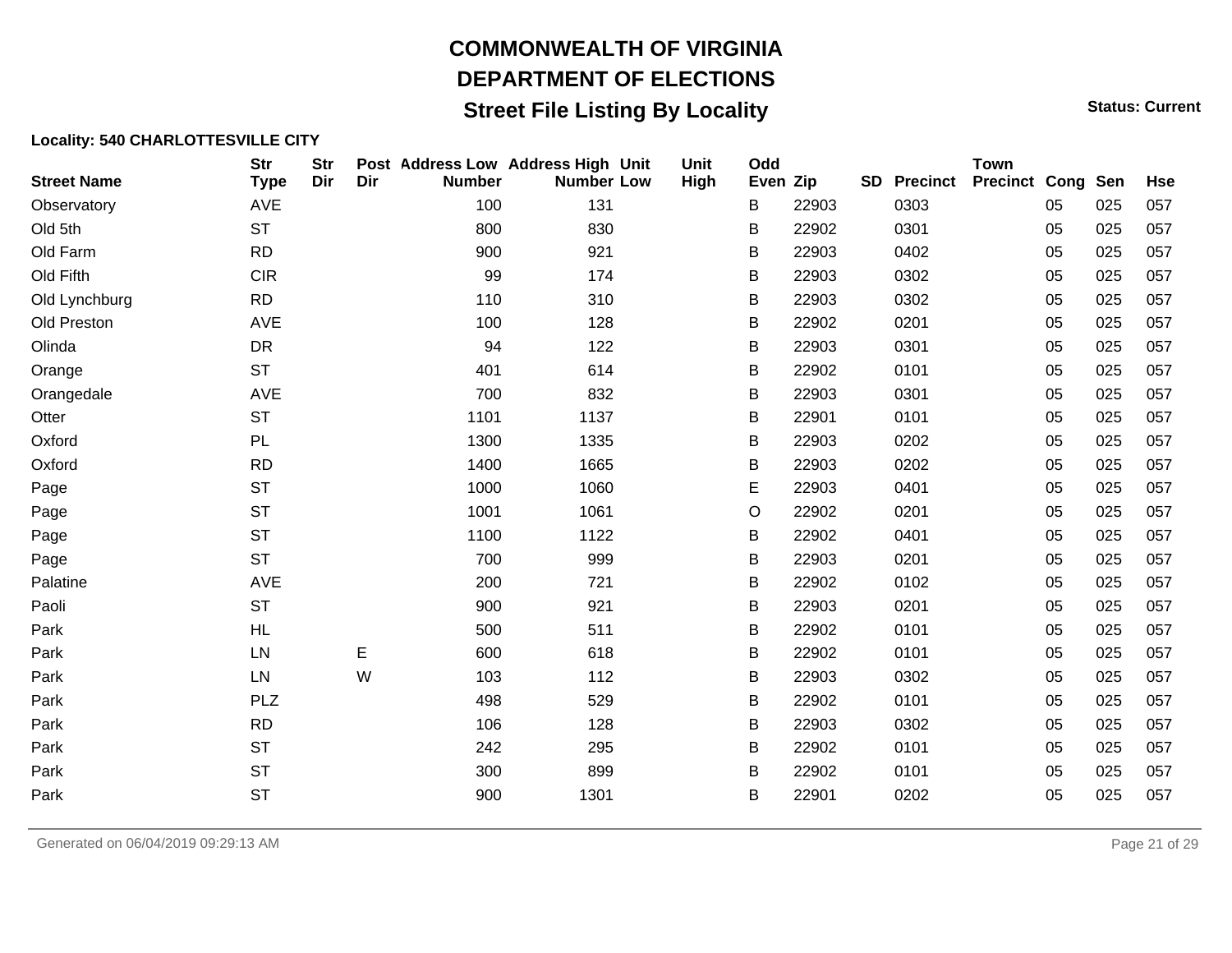# COMMONWEALTH OF VIRGINIA

## DEPARTMENT OF ELECTIONS

## Street File Listing By Locality

**Status: Current**

**Locality: 540 CHARLOTTESVILLE CITY**

| Street Name | Str Type | Str Dir | Post Dir | Address Low Number | Address High Number | Unit Low | Unit High | Odd Even | Zip | SD | Precinct | Town Precinct | Cong | Sen | Hse |
|---|---|---|---|---|---|---|---|---|---|---|---|---|---|---|---|
| Observatory | AVE | | | 100 | 131 | | | B | 22903 | | 0303 | | 05 | 025 | 057 |
| Old 5th | ST | | | 800 | 830 | | | B | 22902 | | 0301 | | 05 | 025 | 057 |
| Old Farm | RD | | | 900 | 921 | | | B | 22903 | | 0402 | | 05 | 025 | 057 |
| Old Fifth | CIR | | | 99 | 174 | | | B | 22903 | | 0302 | | 05 | 025 | 057 |
| Old Lynchburg | RD | | | 110 | 310 | | | B | 22903 | | 0302 | | 05 | 025 | 057 |
| Old Preston | AVE | | | 100 | 128 | | | B | 22902 | | 0201 | | 05 | 025 | 057 |
| Olinda | DR | | | 94 | 122 | | | B | 22903 | | 0301 | | 05 | 025 | 057 |
| Orange | ST | | | 401 | 614 | | | B | 22902 | | 0101 | | 05 | 025 | 057 |
| Orangedale | AVE | | | 700 | 832 | | | B | 22903 | | 0301 | | 05 | 025 | 057 |
| Otter | ST | | | 1101 | 1137 | | | B | 22901 | | 0101 | | 05 | 025 | 057 |
| Oxford | PL | | | 1300 | 1335 | | | B | 22903 | | 0202 | | 05 | 025 | 057 |
| Oxford | RD | | | 1400 | 1665 | | | B | 22903 | | 0202 | | 05 | 025 | 057 |
| Page | ST | | | 1000 | 1060 | | | E | 22903 | | 0401 | | 05 | 025 | 057 |
| Page | ST | | | 1001 | 1061 | | | O | 22902 | | 0201 | | 05 | 025 | 057 |
| Page | ST | | | 1100 | 1122 | | | B | 22902 | | 0401 | | 05 | 025 | 057 |
| Page | ST | | | 700 | 999 | | | B | 22903 | | 0201 | | 05 | 025 | 057 |
| Palatine | AVE | | | 200 | 721 | | | B | 22902 | | 0102 | | 05 | 025 | 057 |
| Paoli | ST | | | 900 | 921 | | | B | 22903 | | 0201 | | 05 | 025 | 057 |
| Park | HL | | | 500 | 511 | | | B | 22902 | | 0101 | | 05 | 025 | 057 |
| Park | LN | | E | 600 | 618 | | | B | 22902 | | 0101 | | 05 | 025 | 057 |
| Park | LN | | W | 103 | 112 | | | B | 22903 | | 0302 | | 05 | 025 | 057 |
| Park | PLZ | | | 498 | 529 | | | B | 22902 | | 0101 | | 05 | 025 | 057 |
| Park | RD | | | 106 | 128 | | | B | 22903 | | 0302 | | 05 | 025 | 057 |
| Park | ST | | | 242 | 295 | | | B | 22902 | | 0101 | | 05 | 025 | 057 |
| Park | ST | | | 300 | 899 | | | B | 22902 | | 0101 | | 05 | 025 | 057 |
| Park | ST | | | 900 | 1301 | | | B | 22901 | | 0202 | | 05 | 025 | 057 |

Generated on 06/04/2019 09:29:13 AM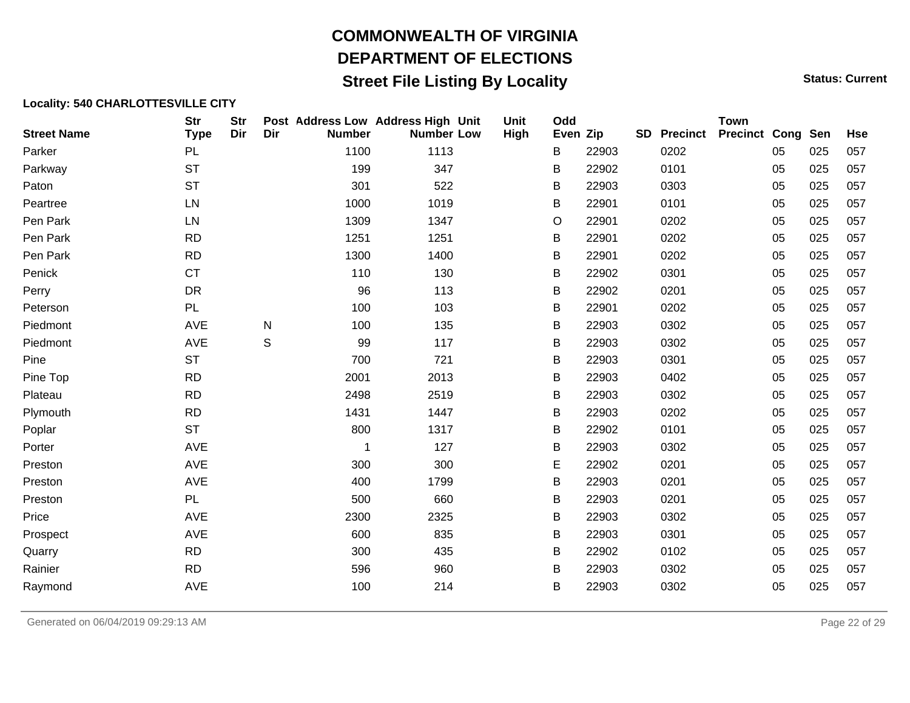# COMMONWEALTH OF VIRGINIA
## DEPARTMENT OF ELECTIONS
### Street File Listing By Locality

**Status: Current**

**Locality: 540 CHARLOTTESVILLE CITY**

| Street Name | Str Type | Str Dir | Post Dir | Address Low Number | Address High Number | Unit Low | Unit High | Odd Even | Zip | SD | Precinct | Town Precinct | Cong | Sen | Hse |
|---|---|---|---|---|---|---|---|---|---|---|---|---|---|---|---|
| Parker | PL | | | 1100 | 1113 | | | B | 22903 | | 0202 | | 05 | 025 | 057 |
| Parkway | ST | | | 199 | 347 | | | B | 22902 | | 0101 | | 05 | 025 | 057 |
| Paton | ST | | | 301 | 522 | | | B | 22903 | | 0303 | | 05 | 025 | 057 |
| Peartree | LN | | | 1000 | 1019 | | | B | 22901 | | 0101 | | 05 | 025 | 057 |
| Pen Park | LN | | | 1309 | 1347 | | | O | 22901 | | 0202 | | 05 | 025 | 057 |
| Pen Park | RD | | | 1251 | 1251 | | | B | 22901 | | 0202 | | 05 | 025 | 057 |
| Pen Park | RD | | | 1300 | 1400 | | | B | 22901 | | 0202 | | 05 | 025 | 057 |
| Penick | CT | | | 110 | 130 | | | B | 22902 | | 0301 | | 05 | 025 | 057 |
| Perry | DR | | | 96 | 113 | | | B | 22902 | | 0201 | | 05 | 025 | 057 |
| Peterson | PL | | | 100 | 103 | | | B | 22901 | | 0202 | | 05 | 025 | 057 |
| Piedmont | AVE | | N | 100 | 135 | | | B | 22903 | | 0302 | | 05 | 025 | 057 |
| Piedmont | AVE | | S | 99 | 117 | | | B | 22903 | | 0302 | | 05 | 025 | 057 |
| Pine | ST | | | 700 | 721 | | | B | 22903 | | 0301 | | 05 | 025 | 057 |
| Pine Top | RD | | | 2001 | 2013 | | | B | 22903 | | 0402 | | 05 | 025 | 057 |
| Plateau | RD | | | 2498 | 2519 | | | B | 22903 | | 0302 | | 05 | 025 | 057 |
| Plymouth | RD | | | 1431 | 1447 | | | B | 22903 | | 0202 | | 05 | 025 | 057 |
| Poplar | ST | | | 800 | 1317 | | | B | 22902 | | 0101 | | 05 | 025 | 057 |
| Porter | AVE | | | 1 | 127 | | | B | 22903 | | 0302 | | 05 | 025 | 057 |
| Preston | AVE | | | 300 | 300 | | | E | 22902 | | 0201 | | 05 | 025 | 057 |
| Preston | AVE | | | 400 | 1799 | | | B | 22903 | | 0201 | | 05 | 025 | 057 |
| Preston | PL | | | 500 | 660 | | | B | 22903 | | 0201 | | 05 | 025 | 057 |
| Price | AVE | | | 2300 | 2325 | | | B | 22903 | | 0302 | | 05 | 025 | 057 |
| Prospect | AVE | | | 600 | 835 | | | B | 22903 | | 0301 | | 05 | 025 | 057 |
| Quarry | RD | | | 300 | 435 | | | B | 22902 | | 0102 | | 05 | 025 | 057 |
| Rainier | RD | | | 596 | 960 | | | B | 22903 | | 0302 | | 05 | 025 | 057 |
| Raymond | AVE | | | 100 | 214 | | | B | 22903 | | 0302 | | 05 | 025 | 057 |

Generated on 06/04/2019 09:29:13 AM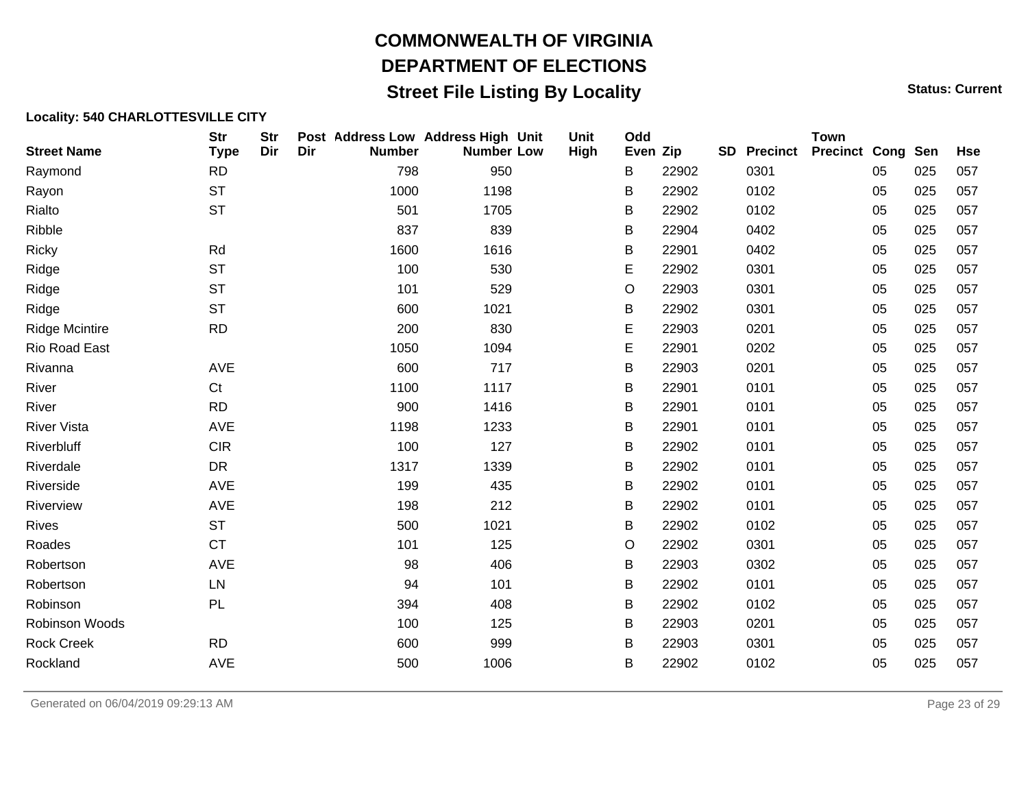# COMMONWEALTH OF VIRGINIA

# DEPARTMENT OF ELECTIONS

## Street File Listing By Locality

**Status: Current**

**Locality: 540 CHARLOTTESVILLE CITY**

| Street Name | Str Type | Str Dir | Post Dir | Address Low Number | Address High Number | Unit Low | Unit High | Odd Even | Zip | SD | Precinct | Town Precinct | Cong | Sen | Hse |
|---|---|---|---|---|---|---|---|---|---|---|---|---|---|---|---|
| Raymond | RD | | | 798 | 950 | | | B | 22902 | | 0301 | | 05 | 025 | 057 |
| Rayon | ST | | | 1000 | 1198 | | | B | 22902 | | 0102 | | 05 | 025 | 057 |
| Rialto | ST | | | 501 | 1705 | | | B | 22902 | | 0102 | | 05 | 025 | 057 |
| Ribble | | | | 837 | 839 | | | B | 22904 | | 0402 | | 05 | 025 | 057 |
| Ricky | Rd | | | 1600 | 1616 | | | B | 22901 | | 0402 | | 05 | 025 | 057 |
| Ridge | ST | | | 100 | 530 | | | E | 22902 | | 0301 | | 05 | 025 | 057 |
| Ridge | ST | | | 101 | 529 | | | O | 22903 | | 0301 | | 05 | 025 | 057 |
| Ridge | ST | | | 600 | 1021 | | | B | 22902 | | 0301 | | 05 | 025 | 057 |
| Ridge Mcintire | RD | | | 200 | 830 | | | E | 22903 | | 0201 | | 05 | 025 | 057 |
| Rio Road East | | | | 1050 | 1094 | | | E | 22901 | | 0202 | | 05 | 025 | 057 |
| Rivanna | AVE | | | 600 | 717 | | | B | 22903 | | 0201 | | 05 | 025 | 057 |
| River | Ct | | | 1100 | 1117 | | | B | 22901 | | 0101 | | 05 | 025 | 057 |
| River | RD | | | 900 | 1416 | | | B | 22901 | | 0101 | | 05 | 025 | 057 |
| River Vista | AVE | | | 1198 | 1233 | | | B | 22901 | | 0101 | | 05 | 025 | 057 |
| Riverbluff | CIR | | | 100 | 127 | | | B | 22902 | | 0101 | | 05 | 025 | 057 |
| Riverdale | DR | | | 1317 | 1339 | | | B | 22902 | | 0101 | | 05 | 025 | 057 |
| Riverside | AVE | | | 199 | 435 | | | B | 22902 | | 0101 | | 05 | 025 | 057 |
| Riverview | AVE | | | 198 | 212 | | | B | 22902 | | 0101 | | 05 | 025 | 057 |
| Rives | ST | | | 500 | 1021 | | | B | 22902 | | 0102 | | 05 | 025 | 057 |
| Roades | CT | | | 101 | 125 | | | O | 22902 | | 0301 | | 05 | 025 | 057 |
| Robertson | AVE | | | 98 | 406 | | | B | 22903 | | 0302 | | 05 | 025 | 057 |
| Robertson | LN | | | 94 | 101 | | | B | 22902 | | 0101 | | 05 | 025 | 057 |
| Robinson | PL | | | 394 | 408 | | | B | 22902 | | 0102 | | 05 | 025 | 057 |
| Robinson Woods | | | | 100 | 125 | | | B | 22903 | | 0201 | | 05 | 025 | 057 |
| Rock Creek | RD | | | 600 | 999 | | | B | 22903 | | 0301 | | 05 | 025 | 057 |
| Rockland | AVE | | | 500 | 1006 | | | B | 22902 | | 0102 | | 05 | 025 | 057 |

Generated on 06/04/2019 09:29:13 AM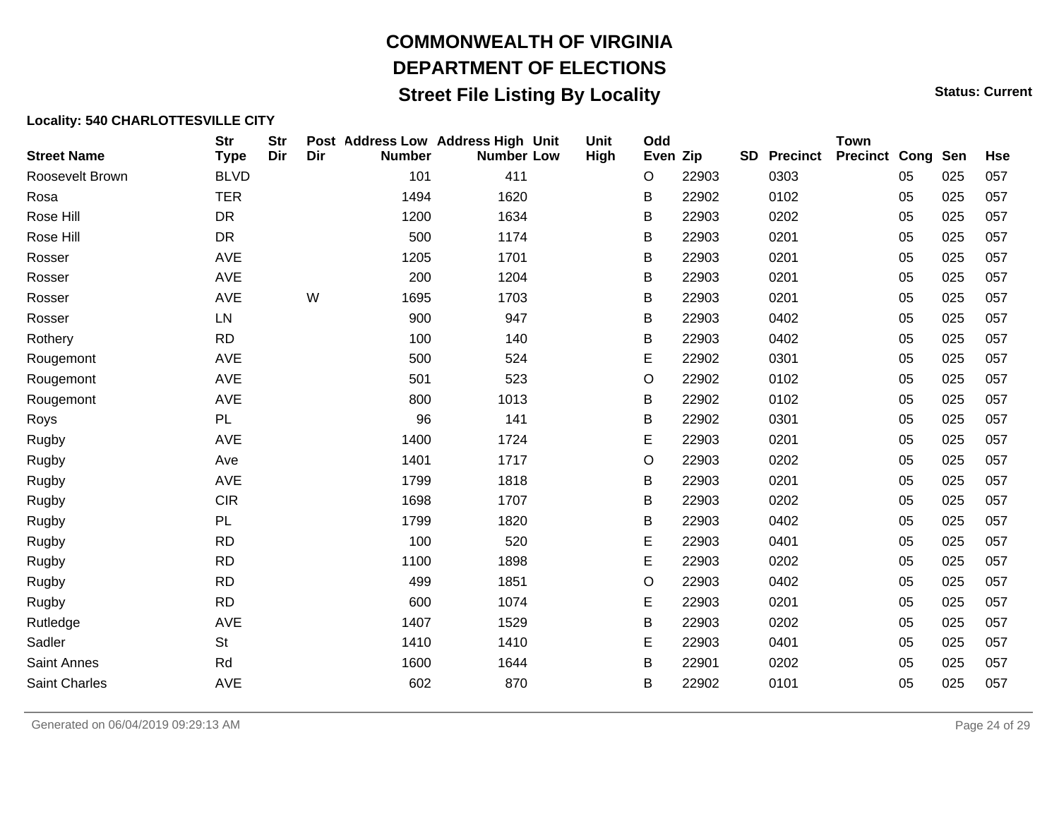# COMMONWEALTH OF VIRGINIA

## DEPARTMENT OF ELECTIONS

### Street File Listing By Locality

**Status: Current**

**Locality: 540 CHARLOTTESVILLE CITY**

| Street Name | Str Type | Str Dir | Post Dir | Address Low Number | Address High Number | Unit Low | Unit High | Odd Even | Zip | SD | Precinct | Town Precinct | Cong | Sen | Hse |
|---|---|---|---|---|---|---|---|---|---|---|---|---|---|---|---|
| Roosevelt Brown | BLVD | | | 101 | 411 | | | O | 22903 | | 0303 | | 05 | 025 | 057 |
| Rosa | TER | | | 1494 | 1620 | | | B | 22902 | | 0102 | | 05 | 025 | 057 |
| Rose Hill | DR | | | 1200 | 1634 | | | B | 22903 | | 0202 | | 05 | 025 | 057 |
| Rose Hill | DR | | | 500 | 1174 | | | B | 22903 | | 0201 | | 05 | 025 | 057 |
| Rosser | AVE | | | 1205 | 1701 | | | B | 22903 | | 0201 | | 05 | 025 | 057 |
| Rosser | AVE | | | 200 | 1204 | | | B | 22903 | | 0201 | | 05 | 025 | 057 |
| Rosser | AVE | | W | 1695 | 1703 | | | B | 22903 | | 0201 | | 05 | 025 | 057 |
| Rosser | LN | | | 900 | 947 | | | B | 22903 | | 0402 | | 05 | 025 | 057 |
| Rothery | RD | | | 100 | 140 | | | B | 22903 | | 0402 | | 05 | 025 | 057 |
| Rougemont | AVE | | | 500 | 524 | | | E | 22902 | | 0301 | | 05 | 025 | 057 |
| Rougemont | AVE | | | 501 | 523 | | | O | 22902 | | 0102 | | 05 | 025 | 057 |
| Rougemont | AVE | | | 800 | 1013 | | | B | 22902 | | 0102 | | 05 | 025 | 057 |
| Roys | PL | | | 96 | 141 | | | B | 22902 | | 0301 | | 05 | 025 | 057 |
| Rugby | AVE | | | 1400 | 1724 | | | E | 22903 | | 0201 | | 05 | 025 | 057 |
| Rugby | Ave | | | 1401 | 1717 | | | O | 22903 | | 0202 | | 05 | 025 | 057 |
| Rugby | AVE | | | 1799 | 1818 | | | B | 22903 | | 0201 | | 05 | 025 | 057 |
| Rugby | CIR | | | 1698 | 1707 | | | B | 22903 | | 0202 | | 05 | 025 | 057 |
| Rugby | PL | | | 1799 | 1820 | | | B | 22903 | | 0402 | | 05 | 025 | 057 |
| Rugby | RD | | | 100 | 520 | | | E | 22903 | | 0401 | | 05 | 025 | 057 |
| Rugby | RD | | | 1100 | 1898 | | | E | 22903 | | 0202 | | 05 | 025 | 057 |
| Rugby | RD | | | 499 | 1851 | | | O | 22903 | | 0402 | | 05 | 025 | 057 |
| Rugby | RD | | | 600 | 1074 | | | E | 22903 | | 0201 | | 05 | 025 | 057 |
| Rutledge | AVE | | | 1407 | 1529 | | | B | 22903 | | 0202 | | 05 | 025 | 057 |
| Sadler | St | | | 1410 | 1410 | | | E | 22903 | | 0401 | | 05 | 025 | 057 |
| Saint Annes | Rd | | | 1600 | 1644 | | | B | 22901 | | 0202 | | 05 | 025 | 057 |
| Saint Charles | AVE | | | 602 | 870 | | | B | 22902 | | 0101 | | 05 | 025 | 057 |

Generated on 06/04/2019 09:29:13 AM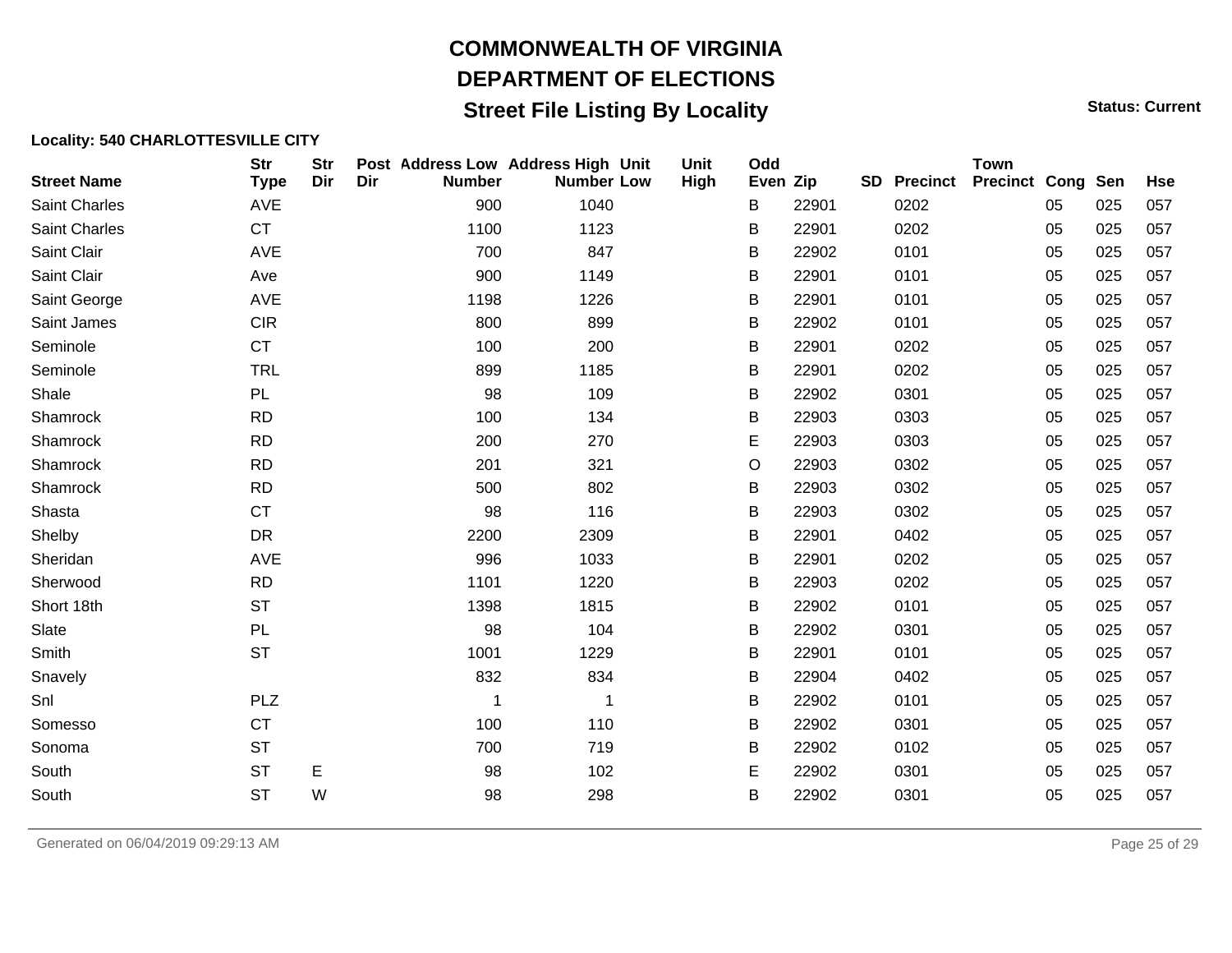# COMMONWEALTH OF VIRGINIA
# DEPARTMENT OF ELECTIONS
## Street File Listing By Locality

**Status: Current**

**Locality: 540 CHARLOTTESVILLE CITY**

| Street Name | Str Type | Str Dir | Post Dir | Address Low Number | Address High Number | Unit Low | Unit High | Odd Even | Zip | SD | Precinct | Town Precinct | Cong | Sen | Hse |
|---|---|---|---|---|---|---|---|---|---|---|---|---|---|---|---|
| Saint Charles | AVE | | | 900 | 1040 | | | B | 22901 | | 0202 | | 05 | 025 | 057 |
| Saint Charles | CT | | | 1100 | 1123 | | | B | 22901 | | 0202 | | 05 | 025 | 057 |
| Saint Clair | AVE | | | 700 | 847 | | | B | 22902 | | 0101 | | 05 | 025 | 057 |
| Saint Clair | Ave | | | 900 | 1149 | | | B | 22901 | | 0101 | | 05 | 025 | 057 |
| Saint George | AVE | | | 1198 | 1226 | | | B | 22901 | | 0101 | | 05 | 025 | 057 |
| Saint James | CIR | | | 800 | 899 | | | B | 22902 | | 0101 | | 05 | 025 | 057 |
| Seminole | CT | | | 100 | 200 | | | B | 22901 | | 0202 | | 05 | 025 | 057 |
| Seminole | TRL | | | 899 | 1185 | | | B | 22901 | | 0202 | | 05 | 025 | 057 |
| Shale | PL | | | 98 | 109 | | | B | 22902 | | 0301 | | 05 | 025 | 057 |
| Shamrock | RD | | | 100 | 134 | | | B | 22903 | | 0303 | | 05 | 025 | 057 |
| Shamrock | RD | | | 200 | 270 | | | E | 22903 | | 0303 | | 05 | 025 | 057 |
| Shamrock | RD | | | 201 | 321 | | | O | 22903 | | 0302 | | 05 | 025 | 057 |
| Shamrock | RD | | | 500 | 802 | | | B | 22903 | | 0302 | | 05 | 025 | 057 |
| Shasta | CT | | | 98 | 116 | | | B | 22903 | | 0302 | | 05 | 025 | 057 |
| Shelby | DR | | | 2200 | 2309 | | | B | 22901 | | 0402 | | 05 | 025 | 057 |
| Sheridan | AVE | | | 996 | 1033 | | | B | 22901 | | 0202 | | 05 | 025 | 057 |
| Sherwood | RD | | | 1101 | 1220 | | | B | 22903 | | 0202 | | 05 | 025 | 057 |
| Short 18th | ST | | | 1398 | 1815 | | | B | 22902 | | 0101 | | 05 | 025 | 057 |
| Slate | PL | | | 98 | 104 | | | B | 22902 | | 0301 | | 05 | 025 | 057 |
| Smith | ST | | | 1001 | 1229 | | | B | 22901 | | 0101 | | 05 | 025 | 057 |
| Snavely | | | | 832 | 834 | | | B | 22904 | | 0402 | | 05 | 025 | 057 |
| Snl | PLZ | | | 1 | 1 | | | B | 22902 | | 0101 | | 05 | 025 | 057 |
| Somesso | CT | | | 100 | 110 | | | B | 22902 | | 0301 | | 05 | 025 | 057 |
| Sonoma | ST | | | 700 | 719 | | | B | 22902 | | 0102 | | 05 | 025 | 057 |
| South | ST | E | | 98 | 102 | | | E | 22902 | | 0301 | | 05 | 025 | 057 |
| South | ST | W | | 98 | 298 | | | B | 22902 | | 0301 | | 05 | 025 | 057 |

Generated on 06/04/2019 09:29:13 AM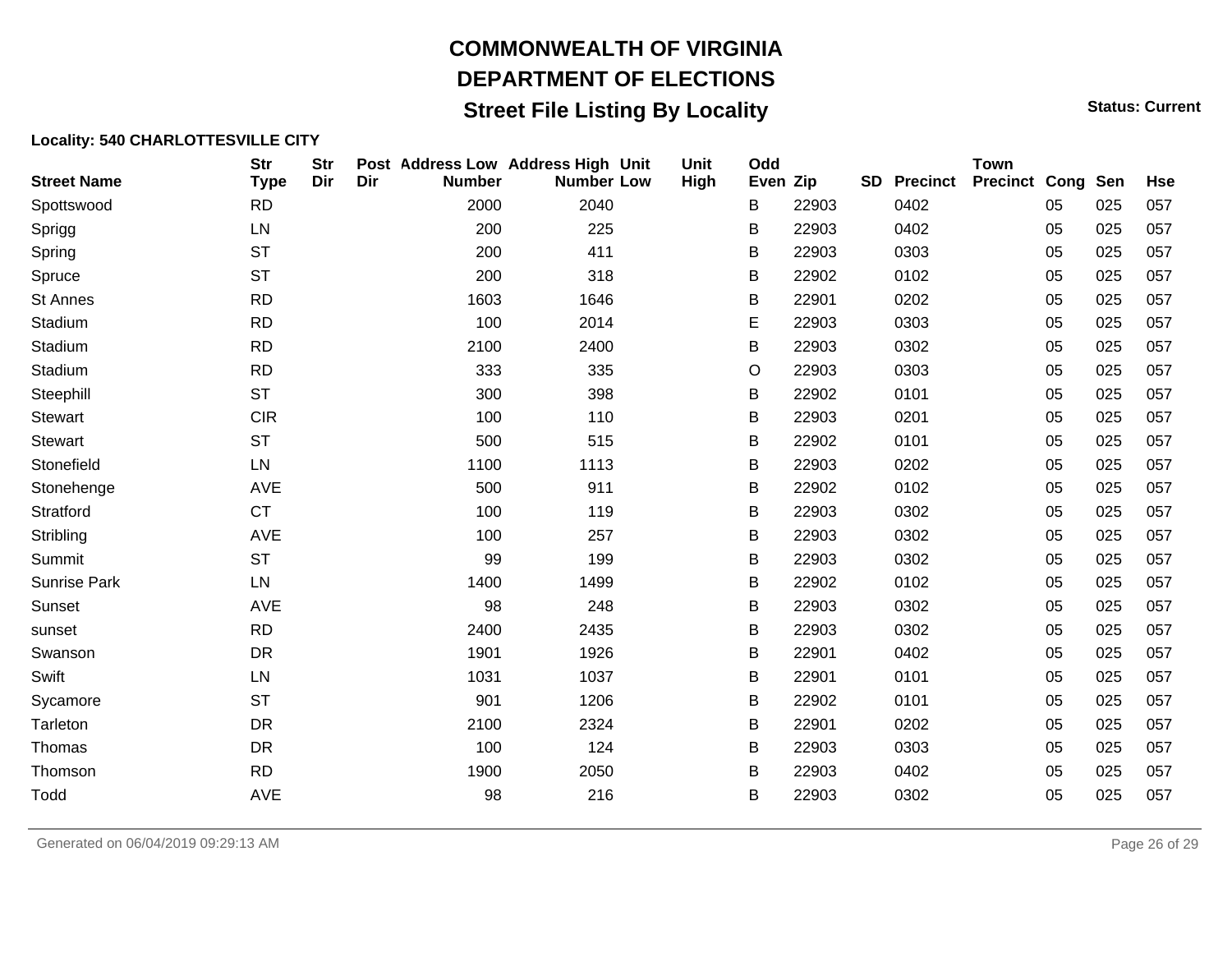# COMMONWEALTH OF VIRGINIA

## DEPARTMENT OF ELECTIONS

## Street File Listing By Locality

**Status: Current**

**Locality: 540 CHARLOTTESVILLE CITY**

| Street Name | Str Type | Str Dir | Post Dir | Address Low Number | Address High Number | Unit Low | Unit High | Odd Even | Zip | SD | Precinct | Town Precinct | Cong | Sen | Hse |
|---|---|---|---|---|---|---|---|---|---|---|---|---|---|---|---|
| Spottswood | RD | | | 2000 | 2040 | | | B | 22903 | | 0402 | | 05 | 025 | 057 |
| Sprigg | LN | | | 200 | 225 | | | B | 22903 | | 0402 | | 05 | 025 | 057 |
| Spring | ST | | | 200 | 411 | | | B | 22903 | | 0303 | | 05 | 025 | 057 |
| Spruce | ST | | | 200 | 318 | | | B | 22902 | | 0102 | | 05 | 025 | 057 |
| St Annes | RD | | | 1603 | 1646 | | | B | 22901 | | 0202 | | 05 | 025 | 057 |
| Stadium | RD | | | 100 | 2014 | | | E | 22903 | | 0303 | | 05 | 025 | 057 |
| Stadium | RD | | | 2100 | 2400 | | | B | 22903 | | 0302 | | 05 | 025 | 057 |
| Stadium | RD | | | 333 | 335 | | | O | 22903 | | 0303 | | 05 | 025 | 057 |
| Steephill | ST | | | 300 | 398 | | | B | 22902 | | 0101 | | 05 | 025 | 057 |
| Stewart | CIR | | | 100 | 110 | | | B | 22903 | | 0201 | | 05 | 025 | 057 |
| Stewart | ST | | | 500 | 515 | | | B | 22902 | | 0101 | | 05 | 025 | 057 |
| Stonefield | LN | | | 1100 | 1113 | | | B | 22903 | | 0202 | | 05 | 025 | 057 |
| Stonehenge | AVE | | | 500 | 911 | | | B | 22902 | | 0102 | | 05 | 025 | 057 |
| Stratford | CT | | | 100 | 119 | | | B | 22903 | | 0302 | | 05 | 025 | 057 |
| Stribling | AVE | | | 100 | 257 | | | B | 22903 | | 0302 | | 05 | 025 | 057 |
| Summit | ST | | | 99 | 199 | | | B | 22903 | | 0302 | | 05 | 025 | 057 |
| Sunrise Park | LN | | | 1400 | 1499 | | | B | 22902 | | 0102 | | 05 | 025 | 057 |
| Sunset | AVE | | | 98 | 248 | | | B | 22903 | | 0302 | | 05 | 025 | 057 |
| sunset | RD | | | 2400 | 2435 | | | B | 22903 | | 0302 | | 05 | 025 | 057 |
| Swanson | DR | | | 1901 | 1926 | | | B | 22901 | | 0402 | | 05 | 025 | 057 |
| Swift | LN | | | 1031 | 1037 | | | B | 22901 | | 0101 | | 05 | 025 | 057 |
| Sycamore | ST | | | 901 | 1206 | | | B | 22902 | | 0101 | | 05 | 025 | 057 |
| Tarleton | DR | | | 2100 | 2324 | | | B | 22901 | | 0202 | | 05 | 025 | 057 |
| Thomas | DR | | | 100 | 124 | | | B | 22903 | | 0303 | | 05 | 025 | 057 |
| Thomson | RD | | | 1900 | 2050 | | | B | 22903 | | 0402 | | 05 | 025 | 057 |
| Todd | AVE | | | 98 | 216 | | | B | 22903 | | 0302 | | 05 | 025 | 057 |

Generated on 06/04/2019 09:29:13 AM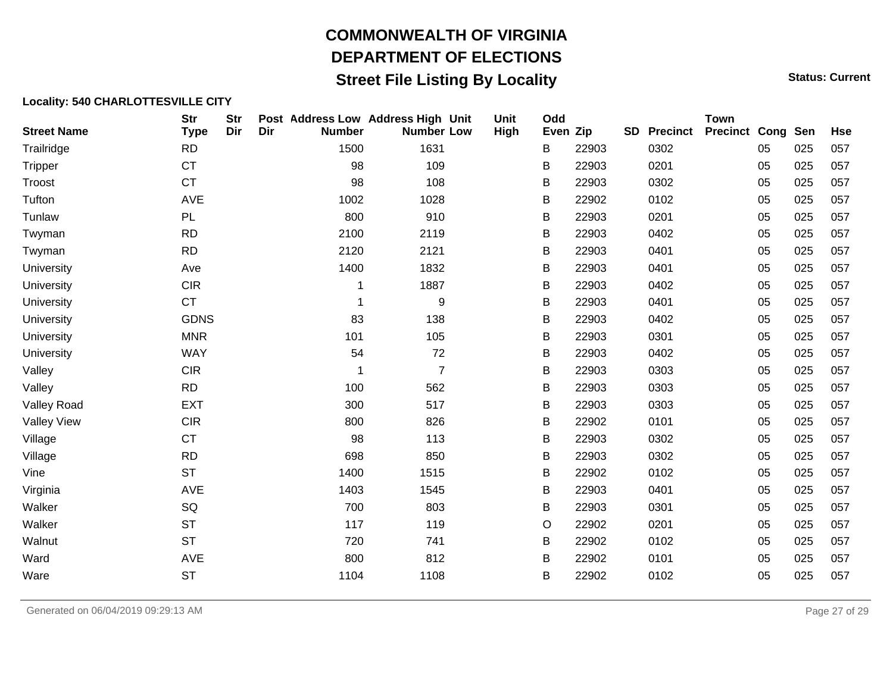# COMMONWEALTH OF VIRGINIA

## DEPARTMENT OF ELECTIONS

## Street File Listing By Locality

**Status: Current**

**Locality: 540 CHARLOTTESVILLE CITY**

| Street Name | Str Type | Str Dir | Post Dir | Address Low Number | Address High Number | Unit Low | Unit High | Odd Even | Zip | SD | Precinct | Town Precinct | Cong | Sen | Hse |
|---|---|---|---|---|---|---|---|---|---|---|---|---|---|---|---|
| Trailridge | RD | | | 1500 | 1631 | | | B | 22903 | | 0302 | | 05 | 025 | 057 |
| Tripper | CT | | | 98 | 109 | | | B | 22903 | | 0201 | | 05 | 025 | 057 |
| Troost | CT | | | 98 | 108 | | | B | 22903 | | 0302 | | 05 | 025 | 057 |
| Tufton | AVE | | | 1002 | 1028 | | | B | 22902 | | 0102 | | 05 | 025 | 057 |
| Tunlaw | PL | | | 800 | 910 | | | B | 22903 | | 0201 | | 05 | 025 | 057 |
| Twyman | RD | | | 2100 | 2119 | | | B | 22903 | | 0402 | | 05 | 025 | 057 |
| Twyman | RD | | | 2120 | 2121 | | | B | 22903 | | 0401 | | 05 | 025 | 057 |
| University | Ave | | | 1400 | 1832 | | | B | 22903 | | 0401 | | 05 | 025 | 057 |
| University | CIR | | | 1 | 1887 | | | B | 22903 | | 0402 | | 05 | 025 | 057 |
| University | CT | | | 1 | 9 | | | B | 22903 | | 0401 | | 05 | 025 | 057 |
| University | GDNS | | | 83 | 138 | | | B | 22903 | | 0402 | | 05 | 025 | 057 |
| University | MNR | | | 101 | 105 | | | B | 22903 | | 0301 | | 05 | 025 | 057 |
| University | WAY | | | 54 | 72 | | | B | 22903 | | 0402 | | 05 | 025 | 057 |
| Valley | CIR | | | 1 | 7 | | | B | 22903 | | 0303 | | 05 | 025 | 057 |
| Valley | RD | | | 100 | 562 | | | B | 22903 | | 0303 | | 05 | 025 | 057 |
| Valley Road | EXT | | | 300 | 517 | | | B | 22903 | | 0303 | | 05 | 025 | 057 |
| Valley View | CIR | | | 800 | 826 | | | B | 22902 | | 0101 | | 05 | 025 | 057 |
| Village | CT | | | 98 | 113 | | | B | 22903 | | 0302 | | 05 | 025 | 057 |
| Village | RD | | | 698 | 850 | | | B | 22903 | | 0302 | | 05 | 025 | 057 |
| Vine | ST | | | 1400 | 1515 | | | B | 22902 | | 0102 | | 05 | 025 | 057 |
| Virginia | AVE | | | 1403 | 1545 | | | B | 22903 | | 0401 | | 05 | 025 | 057 |
| Walker | SQ | | | 700 | 803 | | | B | 22903 | | 0301 | | 05 | 025 | 057 |
| Walker | ST | | | 117 | 119 | | | O | 22902 | | 0201 | | 05 | 025 | 057 |
| Walnut | ST | | | 720 | 741 | | | B | 22902 | | 0102 | | 05 | 025 | 057 |
| Ward | AVE | | | 800 | 812 | | | B | 22902 | | 0101 | | 05 | 025 | 057 |
| Ware | ST | | | 1104 | 1108 | | | B | 22902 | | 0102 | | 05 | 025 | 057 |

Generated on 06/04/2019 09:29:13 AM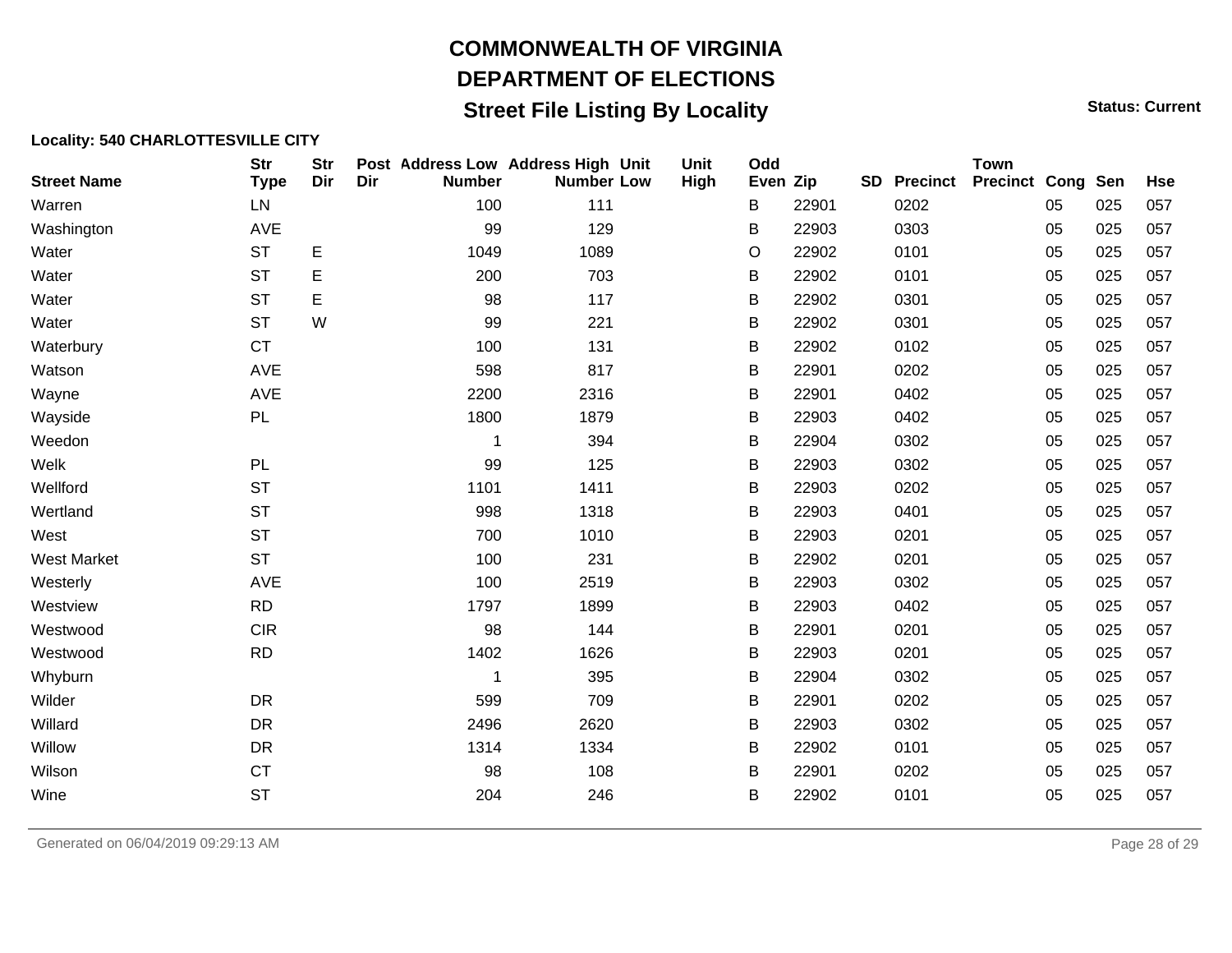# COMMONWEALTH OF VIRGINIA

# DEPARTMENT OF ELECTIONS

## Street File Listing By Locality

**Status: Current**

**Locality: 540 CHARLOTTESVILLE CITY**

| Street Name | Str Type | Str Dir | Post Dir | Address Low Number | Address High Number | Unit Low | Unit High | Odd Even | Zip | SD | Precinct | Town Precinct | Cong | Sen | Hse |
|---|---|---|---|---|---|---|---|---|---|---|---|---|---|---|---|
| Warren | LN | | | 100 | 111 | | | B | 22901 | | 0202 | | 05 | 025 | 057 |
| Washington | AVE | | | 99 | 129 | | | B | 22903 | | 0303 | | 05 | 025 | 057 |
| Water | ST | E | | 1049 | 1089 | | | O | 22902 | | 0101 | | 05 | 025 | 057 |
| Water | ST | E | | 200 | 703 | | | B | 22902 | | 0101 | | 05 | 025 | 057 |
| Water | ST | E | | 98 | 117 | | | B | 22902 | | 0301 | | 05 | 025 | 057 |
| Water | ST | W | | 99 | 221 | | | B | 22902 | | 0301 | | 05 | 025 | 057 |
| Waterbury | CT | | | 100 | 131 | | | B | 22902 | | 0102 | | 05 | 025 | 057 |
| Watson | AVE | | | 598 | 817 | | | B | 22901 | | 0202 | | 05 | 025 | 057 |
| Wayne | AVE | | | 2200 | 2316 | | | B | 22901 | | 0402 | | 05 | 025 | 057 |
| Wayside | PL | | | 1800 | 1879 | | | B | 22903 | | 0402 | | 05 | 025 | 057 |
| Weedon | | | | 1 | 394 | | | B | 22904 | | 0302 | | 05 | 025 | 057 |
| Welk | PL | | | 99 | 125 | | | B | 22903 | | 0302 | | 05 | 025 | 057 |
| Wellford | ST | | | 1101 | 1411 | | | B | 22903 | | 0202 | | 05 | 025 | 057 |
| Wertland | ST | | | 998 | 1318 | | | B | 22903 | | 0401 | | 05 | 025 | 057 |
| West | ST | | | 700 | 1010 | | | B | 22903 | | 0201 | | 05 | 025 | 057 |
| West Market | ST | | | 100 | 231 | | | B | 22902 | | 0201 | | 05 | 025 | 057 |
| Westerly | AVE | | | 100 | 2519 | | | B | 22903 | | 0302 | | 05 | 025 | 057 |
| Westview | RD | | | 1797 | 1899 | | | B | 22903 | | 0402 | | 05 | 025 | 057 |
| Westwood | CIR | | | 98 | 144 | | | B | 22901 | | 0201 | | 05 | 025 | 057 |
| Westwood | RD | | | 1402 | 1626 | | | B | 22903 | | 0201 | | 05 | 025 | 057 |
| Whyburn | | | | 1 | 395 | | | B | 22904 | | 0302 | | 05 | 025 | 057 |
| Wilder | DR | | | 599 | 709 | | | B | 22901 | | 0202 | | 05 | 025 | 057 |
| Willard | DR | | | 2496 | 2620 | | | B | 22903 | | 0302 | | 05 | 025 | 057 |
| Willow | DR | | | 1314 | 1334 | | | B | 22902 | | 0101 | | 05 | 025 | 057 |
| Wilson | CT | | | 98 | 108 | | | B | 22901 | | 0202 | | 05 | 025 | 057 |
| Wine | ST | | | 204 | 246 | | | B | 22902 | | 0101 | | 05 | 025 | 057 |

Generated on 06/04/2019 09:29:13 AM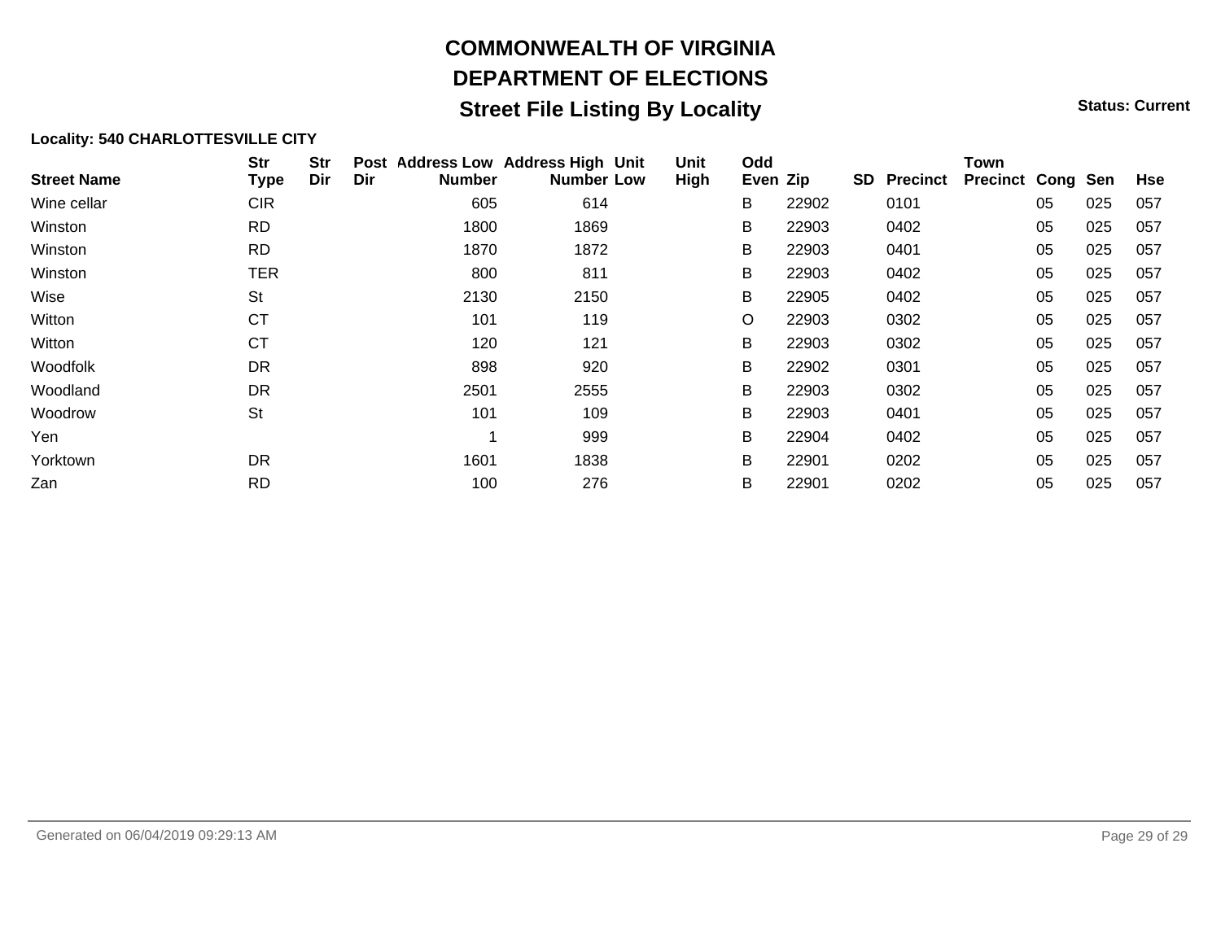# COMMONWEALTH OF VIRGINIA

## DEPARTMENT OF ELECTIONS

### Street File Listing By Locality

**Status: Current**

**Locality: 540 CHARLOTTESVILLE CITY**

| Street Name | Str Type | Str Dir | Post Dir | Address Low Number | Address High Number | Unit Low | Unit High | Odd Even | Zip | SD | Precinct | Town Precinct | Cong | Sen | Hse |
|---|---|---|---|---|---|---|---|---|---|---|---|---|---|---|---|
| Wine cellar | CIR | | | 605 | 614 | | | B | 22902 | | 0101 | | 05 | 025 | 057 |
| Winston | RD | | | 1800 | 1869 | | | B | 22903 | | 0402 | | 05 | 025 | 057 |
| Winston | RD | | | 1870 | 1872 | | | B | 22903 | | 0401 | | 05 | 025 | 057 |
| Winston | TER | | | 800 | 811 | | | B | 22903 | | 0402 | | 05 | 025 | 057 |
| Wise | St | | | 2130 | 2150 | | | B | 22905 | | 0402 | | 05 | 025 | 057 |
| Witton | CT | | | 101 | 119 | | | O | 22903 | | 0302 | | 05 | 025 | 057 |
| Witton | CT | | | 120 | 121 | | | B | 22903 | | 0302 | | 05 | 025 | 057 |
| Woodfolk | DR | | | 898 | 920 | | | B | 22902 | | 0301 | | 05 | 025 | 057 |
| Woodland | DR | | | 2501 | 2555 | | | B | 22903 | | 0302 | | 05 | 025 | 057 |
| Woodrow | St | | | 101 | 109 | | | B | 22903 | | 0401 | | 05 | 025 | 057 |
| Yen | | | | 1 | 999 | | | B | 22904 | | 0402 | | 05 | 025 | 057 |
| Yorktown | DR | | | 1601 | 1838 | | | B | 22901 | | 0202 | | 05 | 025 | 057 |
| Zan | RD | | | 100 | 276 | | | B | 22901 | | 0202 | | 05 | 025 | 057 |

Generated on 06/04/2019 09:29:13 AM